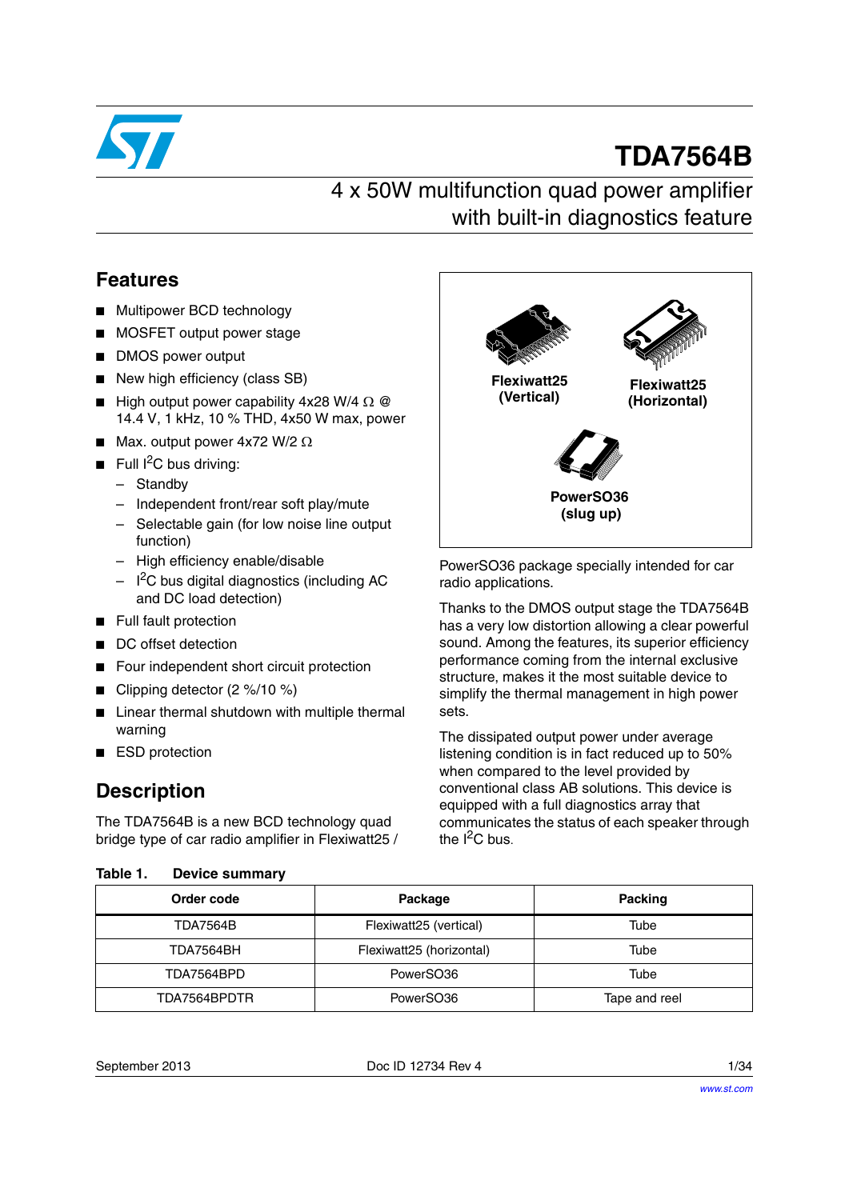# TDA7564B

## 4 x 50W multifunction quad power amplifier with built-in diagnostics feature

## Features

- Multipower BCD technology
- MOSFET output power stage
- DMOS power output
- New high efficiency (class SB)
- High output power capability 4x28 W/4 Ω @ 14.4 V, 1 kHz, 10 % THD, 4x50 W max, power
- Max. output power 4x72 W/2 Ω
- Full I²C bus driving:
  - Standby
  - Independent front/rear soft play/mute
  - Selectable gain (for low noise line output function)
  - High efficiency enable/disable
  - I²C bus digital diagnostics (including AC and DC load detection)
- Full fault protection
- DC offset detection
- Four independent short circuit protection
- Clipping detector (2 %/10 %)
- Linear thermal shutdown with multiple thermal warning
- ESD protection

Flexiwatt25 (Vertical)

Flexiwatt25 (Horizontal)

PowerSO36 (slug up)

## Description

The TDA7564B is a new BCD technology quad bridge type of car radio amplifier in Flexiwatt25 / PowerSO36 package specially intended for car radio applications.

Thanks to the DMOS output stage the TDA7564B has a very low distortion allowing a clear powerful sound. Among the features, its superior efficiency performance coming from the internal exclusive structure, makes it the most suitable device to simplify the thermal management in high power sets.

The dissipated output power under average listening condition is in fact reduced up to 50% when compared to the level provided by conventional class AB solutions. This device is equipped with a full diagnostics array that communicates the status of each speaker through the I²C bus.

**Table 1. Device summary**

| Order code | Package | Packing |
|---|---|---|
| TDA7564B | Flexiwatt25 (vertical) | Tube |
| TDA7564BH | Flexiwatt25 (horizontal) | Tube |
| TDA7564BPD | PowerSO36 | Tube |
| TDA7564BPDTR | PowerSO36 | Tape and reel |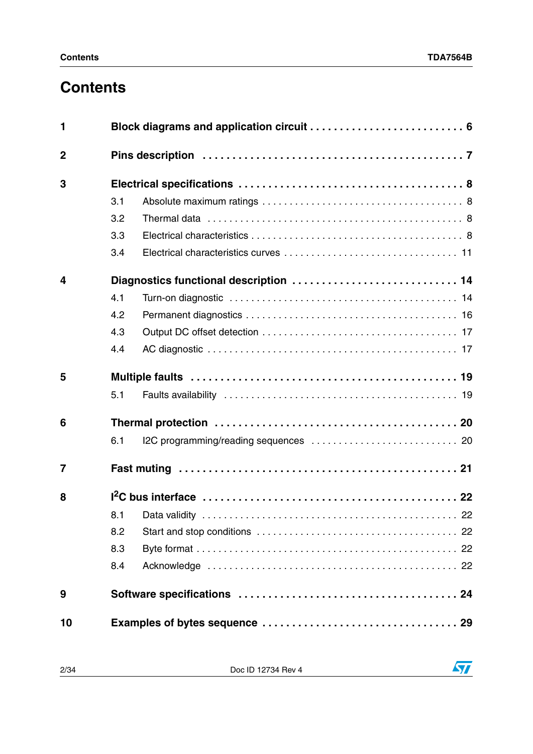# Contents

**1 Block diagrams and application circuit . . . . . . . . . . . . . . . . . . . . . . . . . 6**

**2 Pins description . . . . . . . . . . . . . . . . . . . . . . . . . . . . . . . . . . . . . . . . . 7**

**3 Electrical specifications . . . . . . . . . . . . . . . . . . . . . . . . . . . . . . . . . . . . 8**

- 3.1 Absolute maximum ratings . . . . . . . . . . . . . . . . . . . . . . . . . . . . . . . . . 8
- 3.2 Thermal data . . . . . . . . . . . . . . . . . . . . . . . . . . . . . . . . . . . . . . . . . . 8
- 3.3 Electrical characteristics . . . . . . . . . . . . . . . . . . . . . . . . . . . . . . . . . . 8
- 3.4 Electrical characteristics curves . . . . . . . . . . . . . . . . . . . . . . . . . . . . . 11

**4 Diagnostics functional description . . . . . . . . . . . . . . . . . . . . . . . . . . . 14**

- 4.1 Turn-on diagnostic . . . . . . . . . . . . . . . . . . . . . . . . . . . . . . . . . . . . . . 14
- 4.2 Permanent diagnostics . . . . . . . . . . . . . . . . . . . . . . . . . . . . . . . . . . . 16
- 4.3 Output DC offset detection . . . . . . . . . . . . . . . . . . . . . . . . . . . . . . . . 17
- 4.4 AC diagnostic . . . . . . . . . . . . . . . . . . . . . . . . . . . . . . . . . . . . . . . . . 17

**5 Multiple faults . . . . . . . . . . . . . . . . . . . . . . . . . . . . . . . . . . . . . . . . . . 19**

- 5.1 Faults availability . . . . . . . . . . . . . . . . . . . . . . . . . . . . . . . . . . . . . . . 19

**6 Thermal protection . . . . . . . . . . . . . . . . . . . . . . . . . . . . . . . . . . . . . . . 20**

- 6.1 I2C programming/reading sequences . . . . . . . . . . . . . . . . . . . . . . . . . 20

**7 Fast muting . . . . . . . . . . . . . . . . . . . . . . . . . . . . . . . . . . . . . . . . . . . . 21**

**8 I²C bus interface . . . . . . . . . . . . . . . . . . . . . . . . . . . . . . . . . . . . . . . . 22**

- 8.1 Data validity . . . . . . . . . . . . . . . . . . . . . . . . . . . . . . . . . . . . . . . . . . 22
- 8.2 Start and stop conditions . . . . . . . . . . . . . . . . . . . . . . . . . . . . . . . . . 22
- 8.3 Byte format . . . . . . . . . . . . . . . . . . . . . . . . . . . . . . . . . . . . . . . . . . . 22
- 8.4 Acknowledge . . . . . . . . . . . . . . . . . . . . . . . . . . . . . . . . . . . . . . . . . . 22

**9 Software specifications . . . . . . . . . . . . . . . . . . . . . . . . . . . . . . . . . . . 24**

**10 Examples of bytes sequence . . . . . . . . . . . . . . . . . . . . . . . . . . . . . . . 29**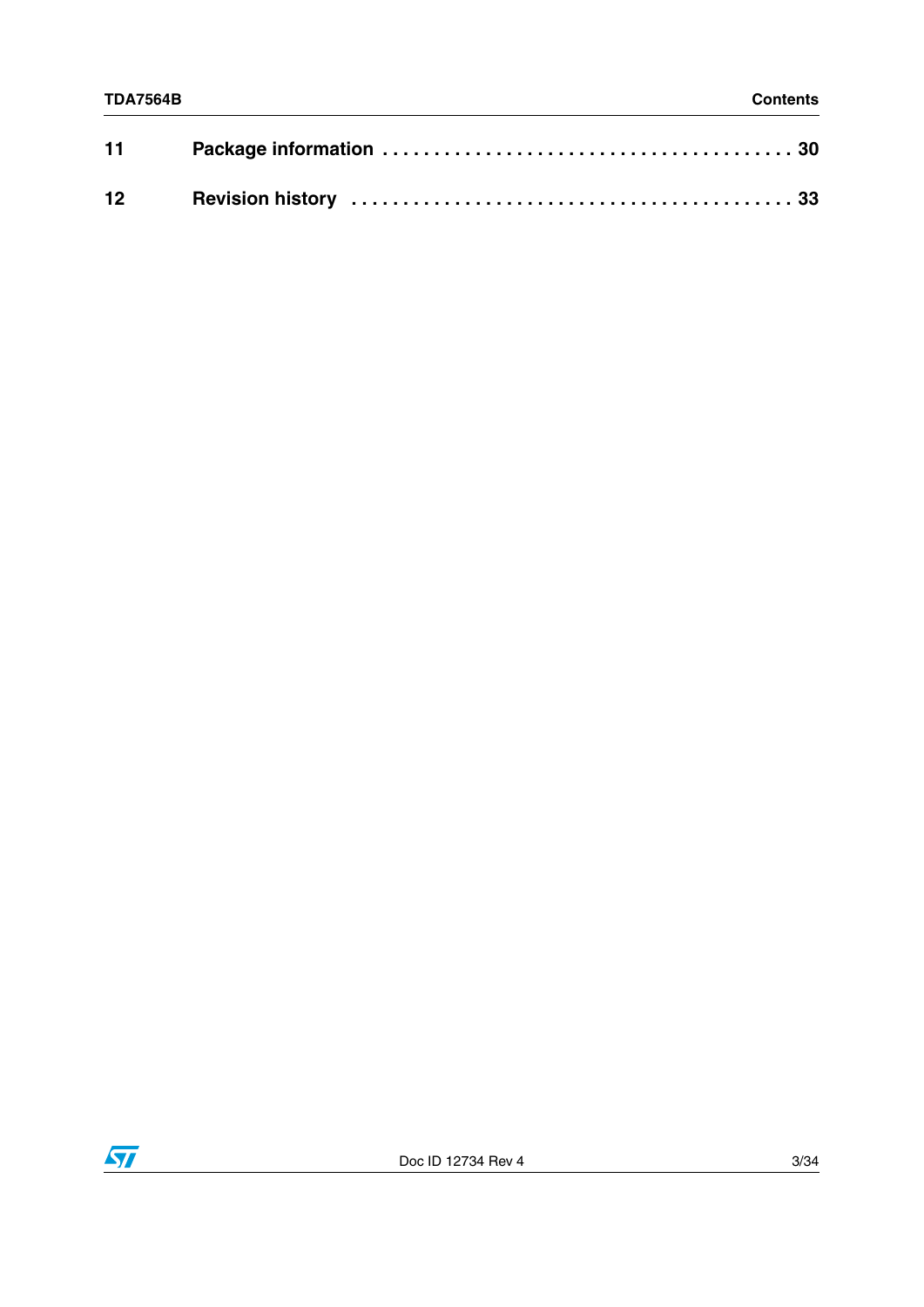11 **Package information** . . . . . . . . . . . . . . . . . . . . . . . . . . . . . . . . . . . . . . . . 30

12 **Revision history** . . . . . . . . . . . . . . . . . . . . . . . . . . . . . . . . . . . . . . . . . . . 33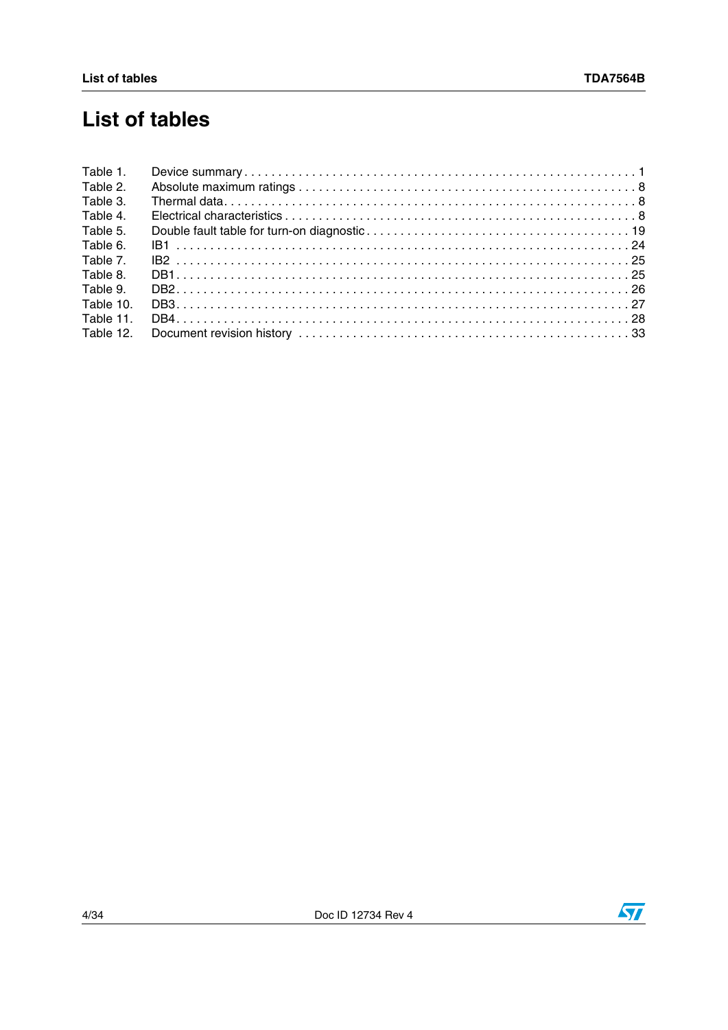# List of tables

Table 1. Device summary . . . . . . . . . . . . . . . . . . . . . . . . . . . . . . . . . . . . . . . . . . . . . . . . . . . . . . . . . . . 1
Table 2. Absolute maximum ratings . . . . . . . . . . . . . . . . . . . . . . . . . . . . . . . . . . . . . . . . . . . . . . . . . . 8
Table 3. Thermal data. . . . . . . . . . . . . . . . . . . . . . . . . . . . . . . . . . . . . . . . . . . . . . . . . . . . . . . . . . . . 8
Table 4. Electrical characteristics . . . . . . . . . . . . . . . . . . . . . . . . . . . . . . . . . . . . . . . . . . . . . . . . . . . 8
Table 5. Double fault table for turn-on diagnostic . . . . . . . . . . . . . . . . . . . . . . . . . . . . . . . . . . . . . . . 19
Table 6. IB1 . . . . . . . . . . . . . . . . . . . . . . . . . . . . . . . . . . . . . . . . . . . . . . . . . . . . . . . . . . . . . . . . . 24
Table 7. IB2 . . . . . . . . . . . . . . . . . . . . . . . . . . . . . . . . . . . . . . . . . . . . . . . . . . . . . . . . . . . . . . . . . 25
Table 8. DB1. . . . . . . . . . . . . . . . . . . . . . . . . . . . . . . . . . . . . . . . . . . . . . . . . . . . . . . . . . . . . . . . . 25
Table 9. DB2. . . . . . . . . . . . . . . . . . . . . . . . . . . . . . . . . . . . . . . . . . . . . . . . . . . . . . . . . . . . . . . . . 26
Table 10. DB3. . . . . . . . . . . . . . . . . . . . . . . . . . . . . . . . . . . . . . . . . . . . . . . . . . . . . . . . . . . . . . . . . 27
Table 11. DB4. . . . . . . . . . . . . . . . . . . . . . . . . . . . . . . . . . . . . . . . . . . . . . . . . . . . . . . . . . . . . . . . . 28
Table 12. Document revision history . . . . . . . . . . . . . . . . . . . . . . . . . . . . . . . . . . . . . . . . . . . . . . . . 33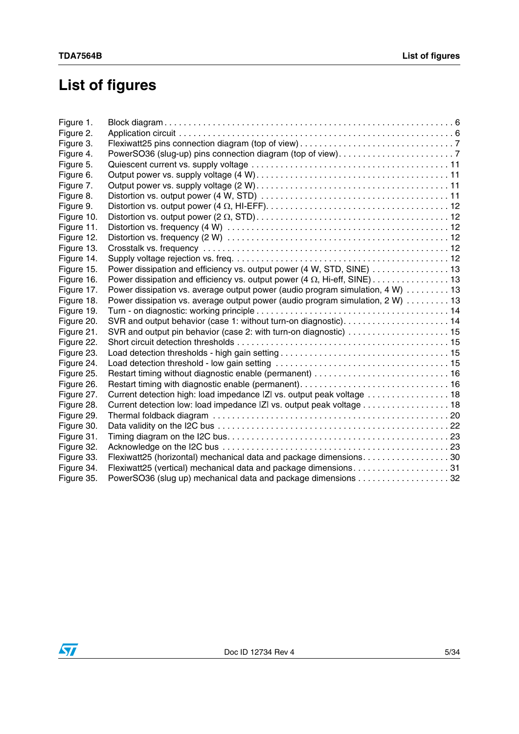# List of figures

| | | |
|---|---|---|
| Figure 1. | Block diagram | 6 |
| Figure 2. | Application circuit | 6 |
| Figure 3. | Flexiwatt25 pins connection diagram (top of view) | 7 |
| Figure 4. | PowerSO36 (slug-up) pins connection diagram (top of view) | 7 |
| Figure 5. | Quiescent current vs. supply voltage | 11 |
| Figure 6. | Output power vs. supply voltage (4 W) | 11 |
| Figure 7. | Output power vs. supply voltage (2 W) | 11 |
| Figure 8. | Distortion vs. output power (4 W, STD) | 11 |
| Figure 9. | Distortion vs. output power (4 Ω, HI-EFF) | 12 |
| Figure 10. | Distortion vs. output power (2 Ω, STD) | 12 |
| Figure 11. | Distortion vs. frequency (4 W) | 12 |
| Figure 12. | Distortion vs. frequency (2 W) | 12 |
| Figure 13. | Crosstalk vs. frequency | 12 |
| Figure 14. | Supply voltage rejection vs. freq. | 12 |
| Figure 15. | Power dissipation and efficiency vs. output power (4 W, STD, SINE) | 13 |
| Figure 16. | Power dissipation and efficiency vs. output power (4 Ω, Hi-eff, SINE) | 13 |
| Figure 17. | Power dissipation vs. average output power (audio program simulation, 4 W) | 13 |
| Figure 18. | Power dissipation vs. average output power (audio program simulation, 2 W) | 13 |
| Figure 19. | Turn - on diagnostic: working principle | 14 |
| Figure 20. | SVR and output behavior (case 1: without turn-on diagnostic) | 14 |
| Figure 21. | SVR and output pin behavior (case 2: with turn-on diagnostic) | 15 |
| Figure 22. | Short circuit detection thresholds | 15 |
| Figure 23. | Load detection thresholds - high gain setting | 15 |
| Figure 24. | Load detection threshold - low gain setting | 15 |
| Figure 25. | Restart timing without diagnostic enable (permanent) | 16 |
| Figure 26. | Restart timing with diagnostic enable (permanent) | 16 |
| Figure 27. | Current detection high: load impedance \|Z\| vs. output peak voltage | 18 |
| Figure 28. | Current detection low: load impedance \|Z\| vs. output peak voltage | 18 |
| Figure 29. | Thermal foldback diagram | 20 |
| Figure 30. | Data validity on the I2C bus | 22 |
| Figure 31. | Timing diagram on the I2C bus | 23 |
| Figure 32. | Acknowledge on the I2C bus | 23 |
| Figure 33. | Flexiwatt25 (horizontal) mechanical data and package dimensions | 30 |
| Figure 34. | Flexiwatt25 (vertical) mechanical data and package dimensions | 31 |
| Figure 35. | PowerSO36 (slug up) mechanical data and package dimensions | 32 |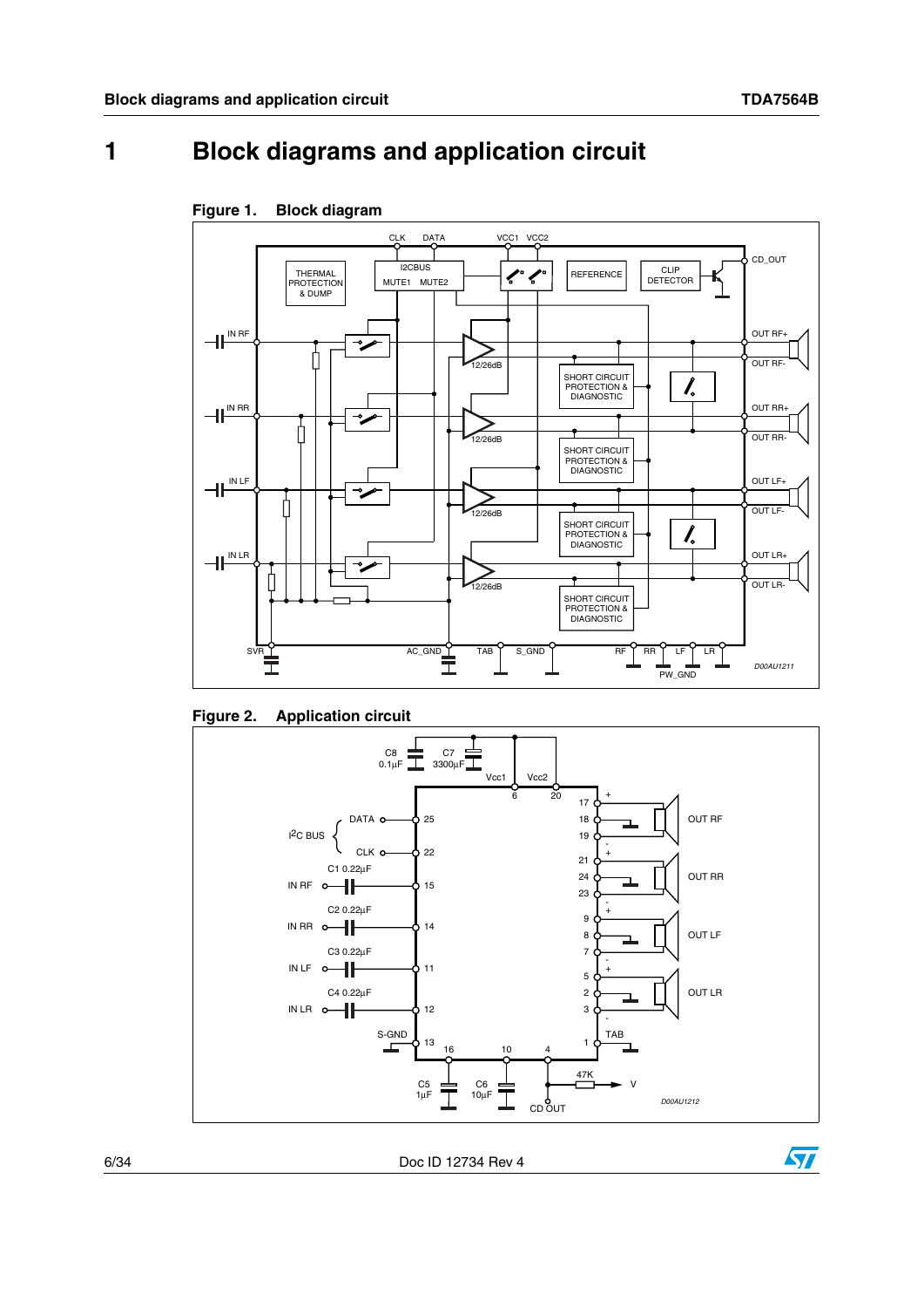# 1 Block diagrams and application circuit

**Figure 1. Block diagram**

**Figure 2. Application circuit**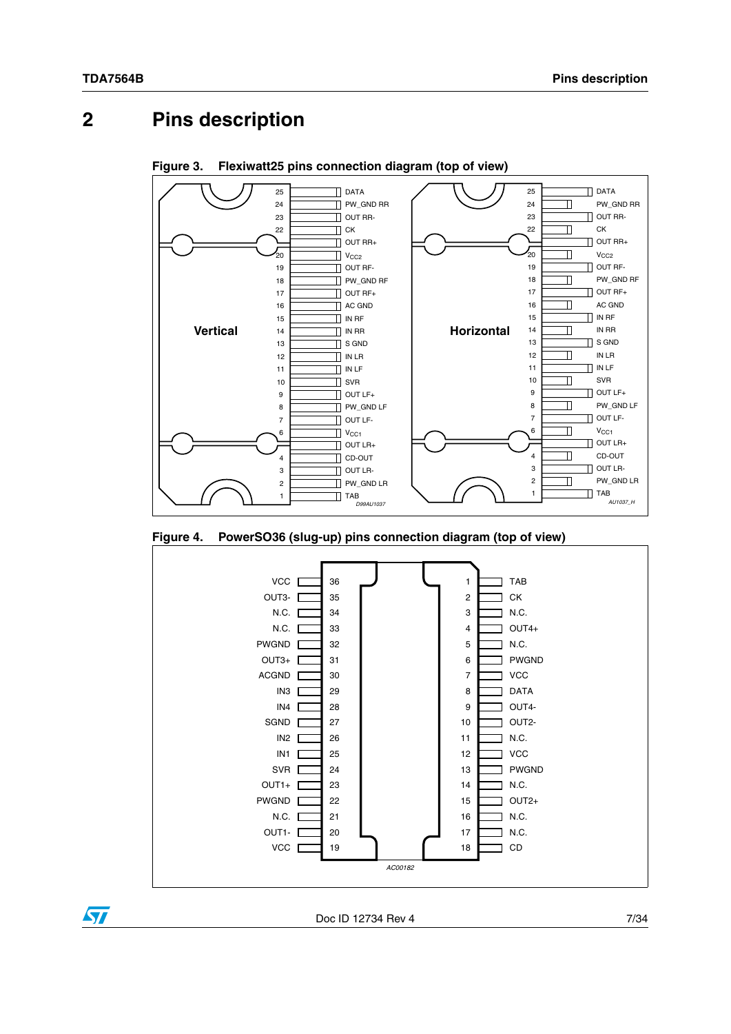# 2 Pins description

**Figure 3. Flexiwatt25 pins connection diagram (top of view)**

| Pin | Vertical | Horizontal |
|---|---|---|
| 25 | DATA | DATA |
| 24 | PW_GND RR | PW_GND RR |
| 23 | OUT RR- | OUT RR- |
| 22 | CK | CK |
| 21 | OUT RR+ | OUT RR+ |
| 20 | $V_{CC2}$ | $V_{CC2}$ |
| 19 | OUT RF- | OUT RF- |
| 18 | PW_GND RF | PW_GND RF |
| 17 | OUT RF+ | OUT RF+ |
| 16 | AC GND | AC GND |
| 15 | IN RF | IN RF |
| 14 | IN RR | IN RR |
| 13 | S GND | S GND |
| 12 | IN LR | IN LR |
| 11 | IN LF | IN LF |
| 10 | SVR | SVR |
| 9 | OUT LF+ | OUT LF+ |
| 8 | PW_GND LF | PW_GND LF |
| 7 | OUT LF- | OUT LF- |
| 6 | $V_{CC1}$ | $V_{CC1}$ |
| 5 | OUT LR+ | OUT LR+ |
| 4 | CD-OUT | CD-OUT |
| 3 | OUT LR- | OUT LR- |
| 2 | PW_GND LR | PW_GND LR |
| 1 | TAB | TAB |

D99AU1037 / AU1037_H

**Figure 4. PowerSO36 (slug-up) pins connection diagram (top of view)**

| Pin | Name | Pin | Name |
|---|---|---|---|
| 36 | VCC | 1 | TAB |
| 35 | OUT3- | 2 | CK |
| 34 | N.C. | 3 | N.C. |
| 33 | N.C. | 4 | OUT4+ |
| 32 | PWGND | 5 | N.C. |
| 31 | OUT3+ | 6 | PWGND |
| 30 | ACGND | 7 | VCC |
| 29 | IN3 | 8 | DATA |
| 28 | IN4 | 9 | OUT4- |
| 27 | SGND | 10 | OUT2- |
| 26 | IN2 | 11 | N.C. |
| 25 | IN1 | 12 | VCC |
| 24 | SVR | 13 | PWGND |
| 23 | OUT1+ | 14 | N.C. |
| 22 | PWGND | 15 | OUT2+ |
| 21 | N.C. | 16 | N.C. |
| 20 | OUT1- | 17 | N.C. |
| 19 | VCC | 18 | CD |

AC00182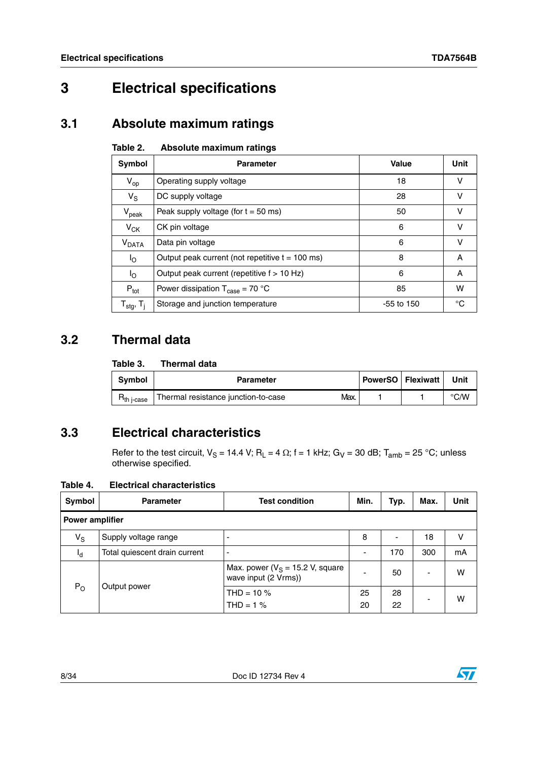# 3 Electrical specifications

## 3.1 Absolute maximum ratings

**Table 2. Absolute maximum ratings**

| Symbol | Parameter | Value | Unit |
|---|---|---|---|
| $V_{op}$ | Operating supply voltage | 18 | V |
| $V_S$ | DC supply voltage | 28 | V |
| $V_{peak}$ | Peak supply voltage (for t = 50 ms) | 50 | V |
| $V_{CK}$ | CK pin voltage | 6 | V |
| $V_{DATA}$ | Data pin voltage | 6 | V |
| $I_O$ | Output peak current (not repetitive t = 100 ms) | 8 | A |
| $I_O$ | Output peak current (repetitive f > 10 Hz) | 6 | A |
| $P_{tot}$ | Power dissipation $T_{case}$ = 70 °C | 85 | W |
| $T_{stg}$, $T_j$ | Storage and junction temperature | -55 to 150 | °C |

## 3.2 Thermal data

**Table 3. Thermal data**

| Symbol | Parameter | | PowerSO | Flexiwatt | Unit |
|---|---|---|---|---|---|
| $R_{th\ j\text{-}case}$ | Thermal resistance junction-to-case | Max. | 1 | 1 | °C/W |

## 3.3 Electrical characteristics

Refer to the test circuit, $V_S$ = 14.4 V; $R_L$ = 4 Ω; f = 1 kHz; $G_V$ = 30 dB; $T_{amb}$ = 25 °C; unless otherwise specified.

**Table 4. Electrical characteristics**

| Symbol | Parameter | Test condition | Min. | Typ. | Max. | Unit |
|---|---|---|---|---|---|---|
| **Power amplifier** | | | | | | |
| $V_S$ | Supply voltage range | - | 8 | - | 18 | V |
| $I_d$ | Total quiescent drain current | - | - | 170 | 300 | mA |
| $P_O$ | Output power | Max. power ($V_S$ = 15.2 V, square wave input (2 Vrms)) | - | 50 | - | W |
| | | THD = 10 %<br>THD = 1 % | 25<br>20 | 28<br>22 | - | W |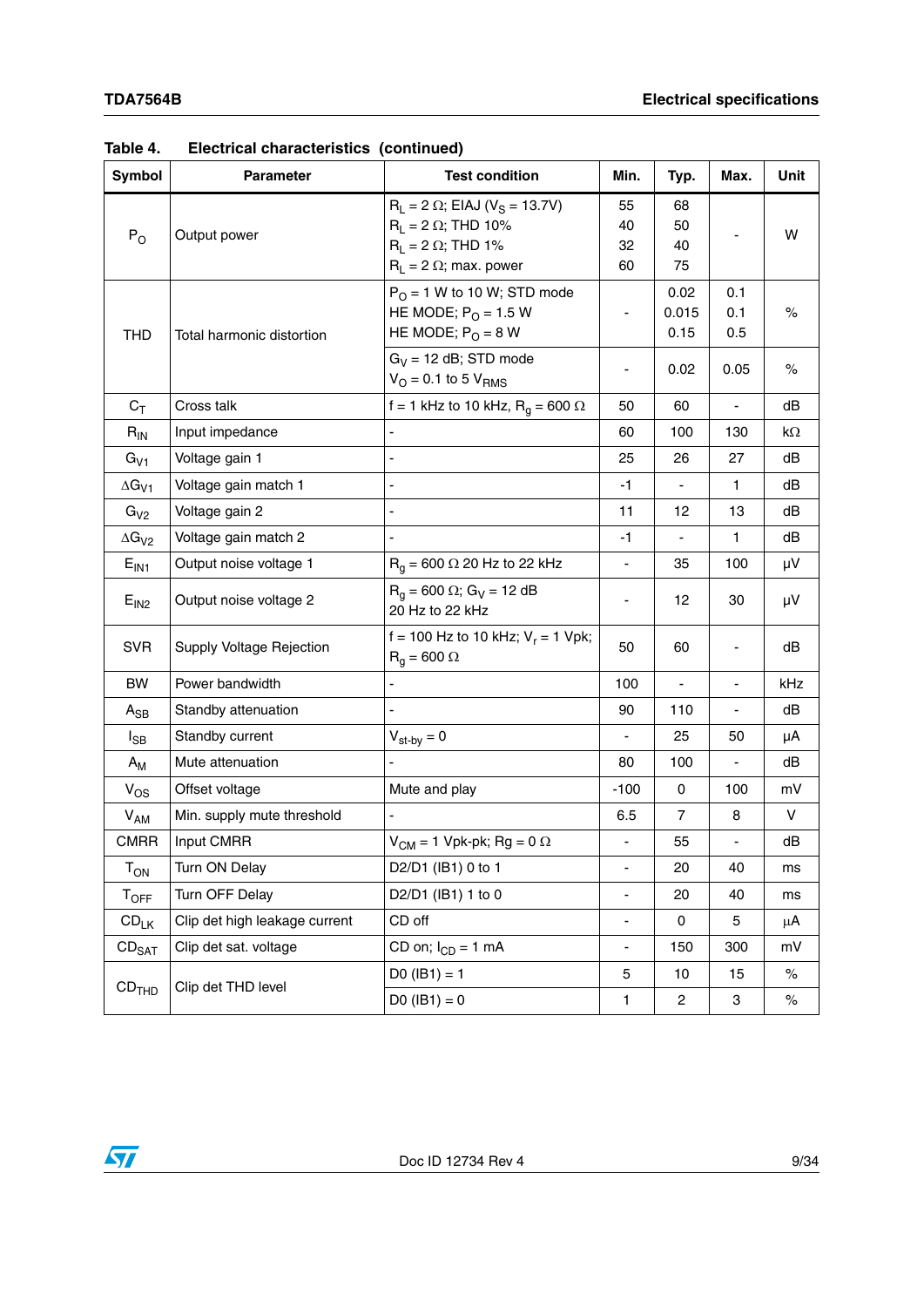**Table 4. Electrical characteristics (continued)**

| Symbol | Parameter | Test condition | Min. | Typ. | Max. | Unit |
|---|---|---|---|---|---|---|
| $P_O$ | Output power | $R_L = 2\ \Omega$; EIAJ ($V_S = 13.7V$)<br>$R_L = 2\ \Omega$; THD 10%<br>$R_L = 2\ \Omega$; THD 1%<br>$R_L = 2\ \Omega$; max. power | 55<br>40<br>32<br>60 | 68<br>50<br>40<br>75 | - | W |
| THD | Total harmonic distortion | $P_O$ = 1 W to 10 W; STD mode<br>HE MODE; $P_O$ = 1.5 W<br>HE MODE; $P_O$ = 8 W | - | 0.02<br>0.015<br>0.15 | 0.1<br>0.1<br>0.5 | % |
| | | $G_V$ = 12 dB; STD mode<br>$V_O$ = 0.1 to 5 $V_{RMS}$ | - | 0.02 | 0.05 | % |
| $C_T$ | Cross talk | f = 1 kHz to 10 kHz, $R_g = 600\ \Omega$ | 50 | 60 | - | dB |
| $R_{IN}$ | Input impedance | - | 60 | 100 | 130 | kΩ |
| $G_{V1}$ | Voltage gain 1 | - | 25 | 26 | 27 | dB |
| $\Delta G_{V1}$ | Voltage gain match 1 | - | -1 | - | 1 | dB |
| $G_{V2}$ | Voltage gain 2 | - | 11 | 12 | 13 | dB |
| $\Delta G_{V2}$ | Voltage gain match 2 | - | -1 | - | 1 | dB |
| $E_{IN1}$ | Output noise voltage 1 | $R_g = 600\ \Omega$ 20 Hz to 22 kHz | - | 35 | 100 | µV |
| $E_{IN2}$ | Output noise voltage 2 | $R_g = 600\ \Omega$; $G_V$ = 12 dB<br>20 Hz to 22 kHz | - | 12 | 30 | µV |
| SVR | Supply Voltage Rejection | f = 100 Hz to 10 kHz; $V_r$ = 1 Vpk;<br>$R_g = 600\ \Omega$ | 50 | 60 | - | dB |
| BW | Power bandwidth | - | 100 | - | - | kHz |
| $A_{SB}$ | Standby attenuation | - | 90 | 110 | - | dB |
| $I_{SB}$ | Standby current | $V_{st\text{-}by} = 0$ | - | 25 | 50 | µA |
| $A_M$ | Mute attenuation | - | 80 | 100 | - | dB |
| $V_{OS}$ | Offset voltage | Mute and play | -100 | 0 | 100 | mV |
| $V_{AM}$ | Min. supply mute threshold | - | 6.5 | 7 | 8 | V |
| CMRR | Input CMRR | $V_{CM}$ = 1 Vpk-pk; Rg = 0 Ω | - | 55 | - | dB |
| $T_{ON}$ | Turn ON Delay | D2/D1 (IB1) 0 to 1 | - | 20 | 40 | ms |
| $T_{OFF}$ | Turn OFF Delay | D2/D1 (IB1) 1 to 0 | - | 20 | 40 | ms |
| $CD_{LK}$ | Clip det high leakage current | CD off | - | 0 | 5 | µA |
| $CD_{SAT}$ | Clip det sat. voltage | CD on; $I_{CD}$ = 1 mA | - | 150 | 300 | mV |
| $CD_{THD}$ | Clip det THD level | D0 (IB1) = 1 | 5 | 10 | 15 | % |
| | | D0 (IB1) = 0 | 1 | 2 | 3 | % |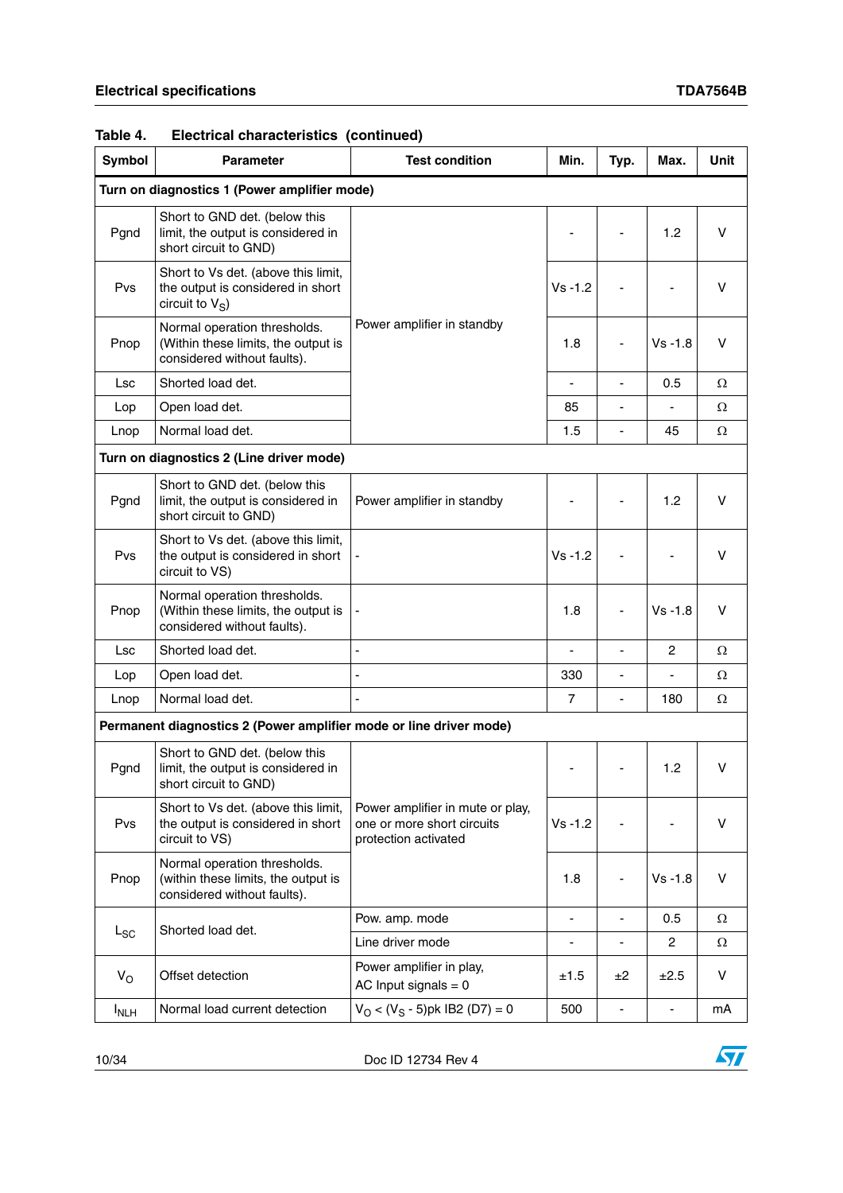Table 4. Electrical characteristics (continued)

| Symbol | Parameter | Test condition | Min. | Typ. | Max. | Unit |
|---|---|---|---|---|---|---|
| **Turn on diagnostics 1 (Power amplifier mode)** | | | | | | |
| Pgnd | Short to GND det. (below this limit, the output is considered in short circuit to GND) | Power amplifier in standby | - | - | 1.2 | V |
| Pvs | Short to Vs det. (above this limit, the output is considered in short circuit to $V_S$) | | Vs -1.2 | - | - | V |
| Pnop | Normal operation thresholds. (Within these limits, the output is considered without faults). | | 1.8 | - | Vs -1.8 | V |
| Lsc | Shorted load det. | | - | - | 0.5 | Ω |
| Lop | Open load det. | | 85 | - | - | Ω |
| Lnop | Normal load det. | | 1.5 | - | 45 | Ω |
| **Turn on diagnostics 2 (Line driver mode)** | | | | | | |
| Pgnd | Short to GND det. (below this limit, the output is considered in short circuit to GND) | Power amplifier in standby | - | - | 1.2 | V |
| Pvs | Short to Vs det. (above this limit, the output is considered in short circuit to VS) | - | Vs -1.2 | - | - | V |
| Pnop | Normal operation thresholds. (Within these limits, the output is considered without faults). | - | 1.8 | - | Vs -1.8 | V |
| Lsc | Shorted load det. | - | - | - | 2 | Ω |
| Lop | Open load det. | - | 330 | - | - | Ω |
| Lnop | Normal load det. | - | 7 | - | 180 | Ω |
| **Permanent diagnostics 2 (Power amplifier mode or line driver mode)** | | | | | | |
| Pgnd | Short to GND det. (below this limit, the output is considered in short circuit to GND) | Power amplifier in mute or play, one or more short circuits protection activated | - | - | 1.2 | V |
| Pvs | Short to Vs det. (above this limit, the output is considered in short circuit to VS) | | Vs -1.2 | - | - | V |
| Pnop | Normal operation thresholds. (within these limits, the output is considered without faults). | | 1.8 | - | Vs -1.8 | V |
| $L_{SC}$ | Shorted load det. | Pow. amp. mode | - | - | 0.5 | Ω |
| | | Line driver mode | - | - | 2 | Ω |
| $V_O$ | Offset detection | Power amplifier in play, AC Input signals = 0 | ±1.5 | ±2 | ±2.5 | V |
| $I_{NLH}$ | Normal load current detection | $V_O$ < ($V_S$ - 5)pk IB2 (D7) = 0 | 500 | - | - | mA |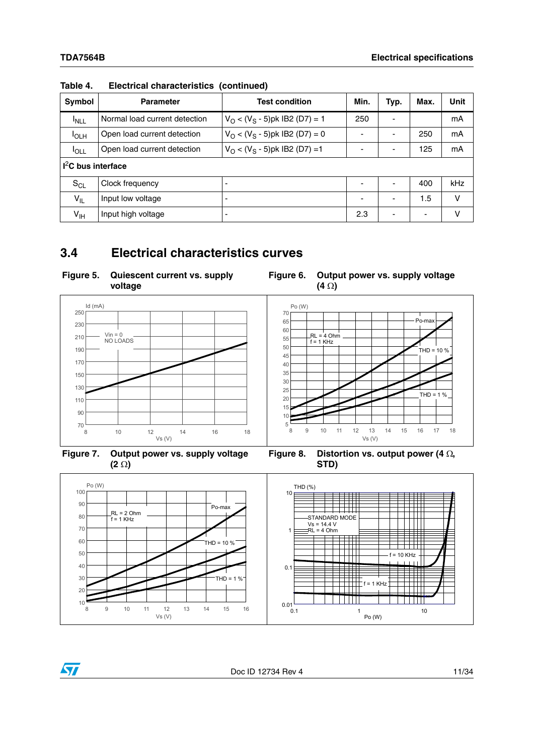**Table 4. Electrical characteristics (continued)**

| Symbol | Parameter | Test condition | Min. | Typ. | Max. | Unit |
|---|---|---|---|---|---|---|
| $I_{NLL}$ | Normal load current detection | $V_O < (V_S - 5)$pk IB2 (D7) = 1 | 250 | - | | mA |
| $I_{OLH}$ | Open load current detection | $V_O < (V_S - 5)$pk IB2 (D7) = 0 | - | - | 250 | mA |
| $I_{OLL}$ | Open load current detection | $V_O < (V_S - 5)$pk IB2 (D7) =1 | - | - | 125 | mA |
| **$I^2C$ bus interface** | | | | | | |
| $S_{CL}$ | Clock frequency | - | - | - | 400 | kHz |
| $V_{IL}$ | Input low voltage | - | - | - | 1.5 | V |
| $V_{IH}$ | Input high voltage | - | 2.3 | - | - | V |

## 3.4 Electrical characteristics curves

**Figure 5. Quiescent current vs. supply voltage**

**Figure 6. Output power vs. supply voltage (4 Ω)**

**Figure 7. Output power vs. supply voltage (2 Ω)**

**Figure 8. Distortion vs. output power (4 Ω, STD)**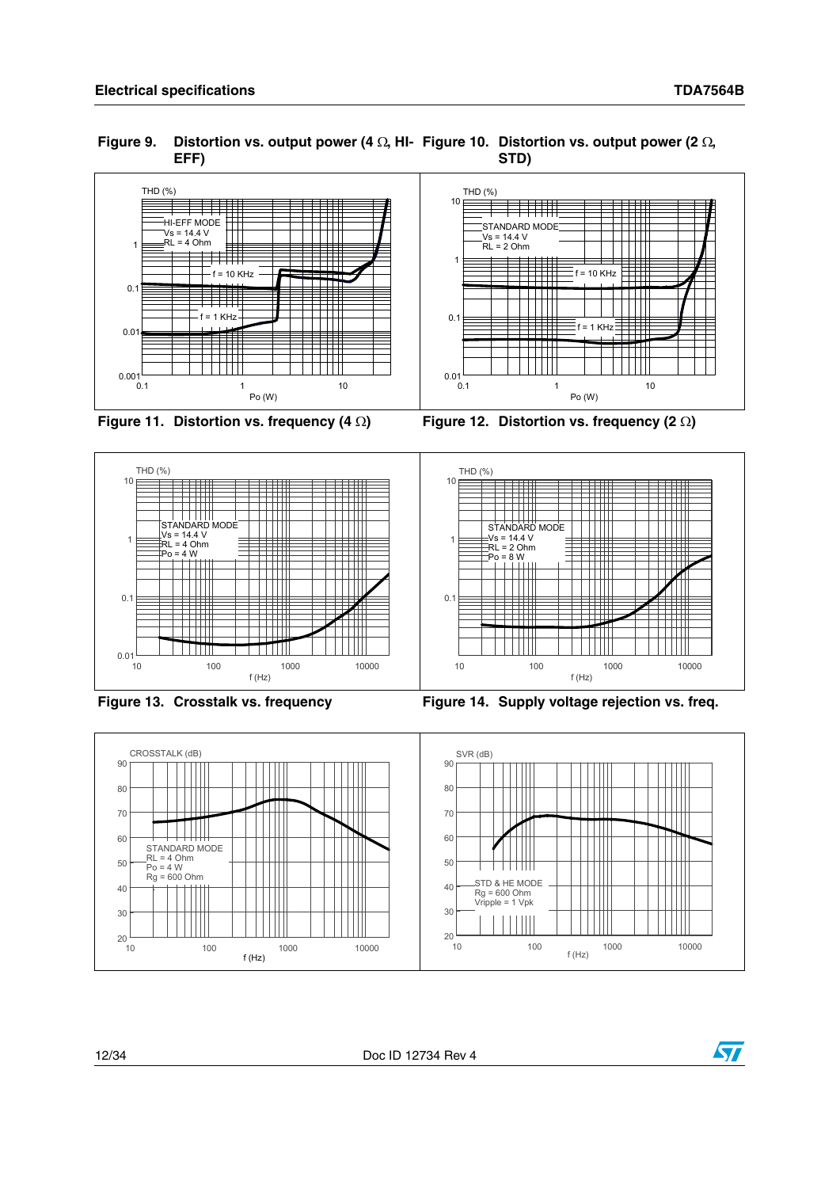Figure 9. Distortion vs. output power (4 Ω, HI-EFF)

Figure 10. Distortion vs. output power (2 Ω, STD)

Figure 11. Distortion vs. frequency (4 Ω)

Figure 12. Distortion vs. frequency (2 Ω)

Figure 13. Crosstalk vs. frequency

Figure 14. Supply voltage rejection vs. freq.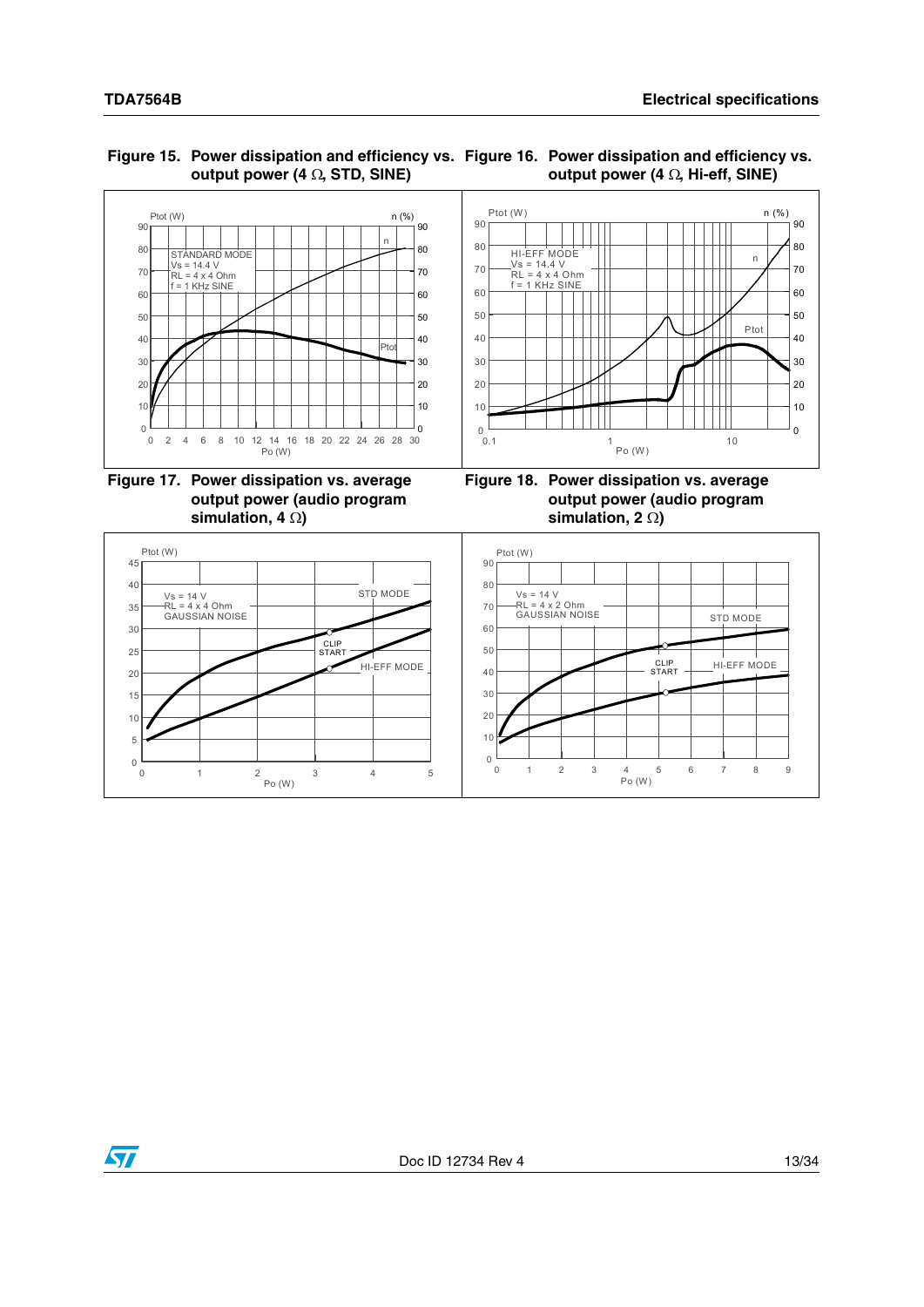**Figure 15. Power dissipation and efficiency vs. output power (4 Ω, STD, SINE)**

**Figure 16. Power dissipation and efficiency vs. output power (4 Ω, Hi-eff, SINE)**

**Figure 17. Power dissipation vs. average output power (audio program simulation, 4 Ω)**

**Figure 18. Power dissipation vs. average output power (audio program simulation, 2 Ω)**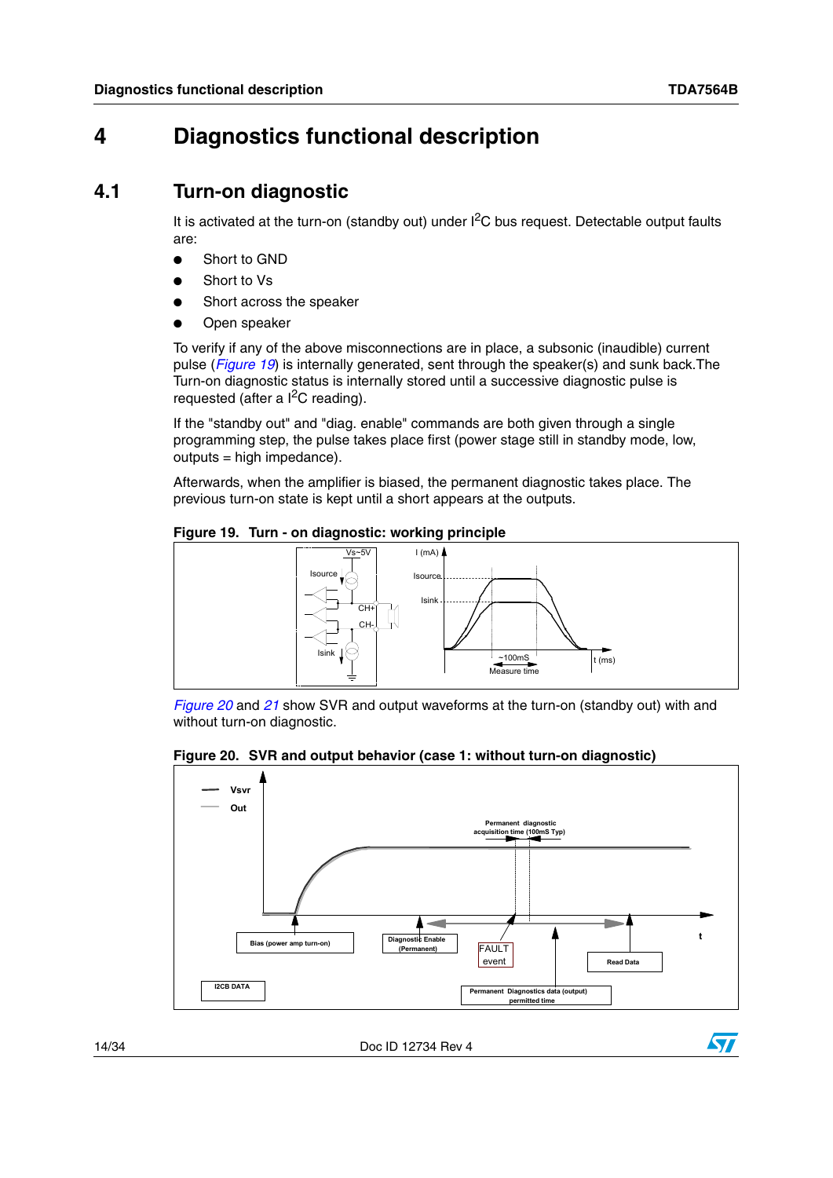# 4 Diagnostics functional description

## 4.1 Turn-on diagnostic

It is activated at the turn-on (standby out) under $I^2C$ bus request. Detectable output faults are:

- Short to GND
- Short to Vs
- Short across the speaker
- Open speaker

To verify if any of the above misconnections are in place, a subsonic (inaudible) current pulse (*Figure 19*) is internally generated, sent through the speaker(s) and sunk back.The Turn-on diagnostic status is internally stored until a successive diagnostic pulse is requested (after a $I^2C$ reading).

If the "standby out" and "diag. enable" commands are both given through a single programming step, the pulse takes place first (power stage still in standby mode, low, outputs = high impedance).

Afterwards, when the amplifier is biased, the permanent diagnostic takes place. The previous turn-on state is kept until a short appears at the outputs.

**Figure 19. Turn - on diagnostic: working principle**

*Figure 20* and *21* show SVR and output waveforms at the turn-on (standby out) with and without turn-on diagnostic.

**Figure 20. SVR and output behavior (case 1: without turn-on diagnostic)**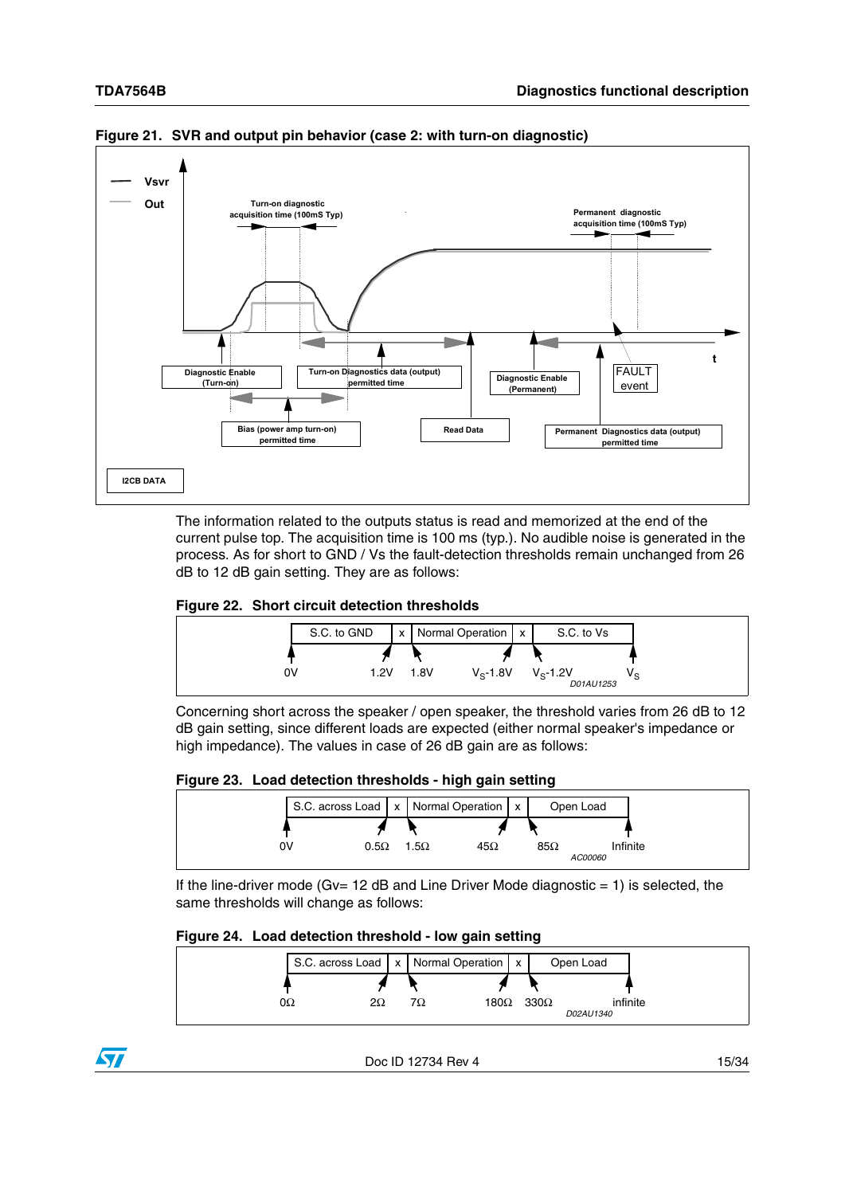**Figure 21. SVR and output pin behavior (case 2: with turn-on diagnostic)**

The information related to the outputs status is read and memorized at the end of the current pulse top. The acquisition time is 100 ms (typ.). No audible noise is generated in the process. As for short to GND / Vs the fault-detection thresholds remain unchanged from 26 dB to 12 dB gain setting. They are as follows:

**Figure 22. Short circuit detection thresholds**

| S.C. to GND | x | Normal Operation | x | S.C. to Vs |
|---|---|---|---|---|
| 0V – 1.2V | 1.2V – 1.8V | 1.8V – $V_S$-1.8V | $V_S$-1.8V – $V_S$-1.2V | $V_S$-1.2V – $V_S$ |

Concerning short across the speaker / open speaker, the threshold varies from 26 dB to 12 dB gain setting, since different loads are expected (either normal speaker's impedance or high impedance). The values in case of 26 dB gain are as follows:

**Figure 23. Load detection thresholds - high gain setting**

| S.C. across Load | x | Normal Operation | x | Open Load |
|---|---|---|---|---|
| 0V – 0.5Ω | 0.5Ω – 1.5Ω | 1.5Ω – 45Ω | 45Ω – 85Ω | 85Ω – Infinite |

If the line-driver mode (Gv= 12 dB and Line Driver Mode diagnostic = 1) is selected, the same thresholds will change as follows:

**Figure 24. Load detection threshold - low gain setting**

| S.C. across Load | x | Normal Operation | x | Open Load |
|---|---|---|---|---|
| 0Ω – 2Ω | 2Ω – 7Ω | 7Ω – 180Ω | 180Ω – 330Ω | 330Ω – infinite |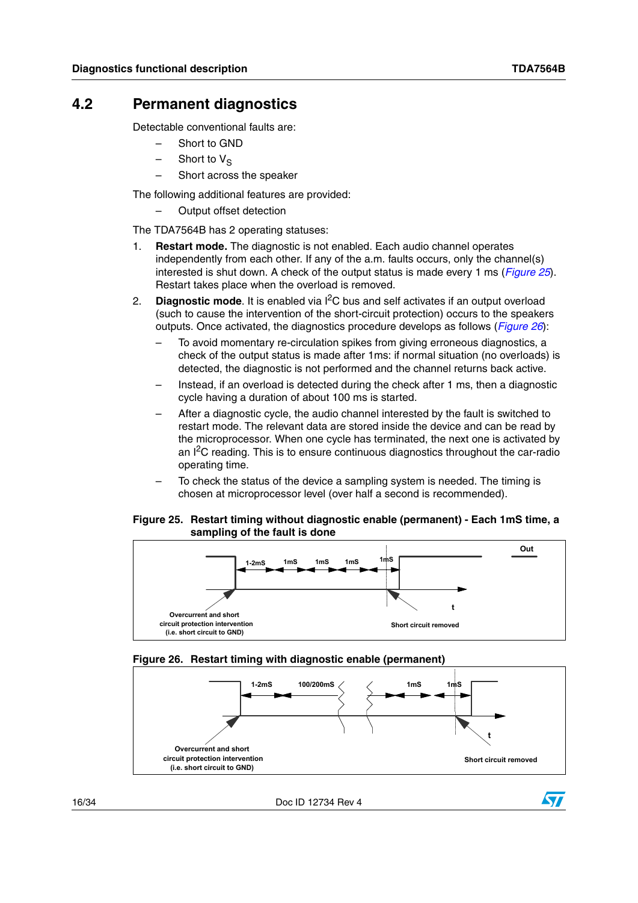## 4.2 Permanent diagnostics

Detectable conventional faults are:

- Short to GND
- Short to $V_S$
- Short across the speaker

The following additional features are provided:

- Output offset detection

The TDA7564B has 2 operating statuses:

1. **Restart mode.** The diagnostic is not enabled. Each audio channel operates independently from each other. If any of the a.m. faults occurs, only the channel(s) interested is shut down. A check of the output status is made every 1 ms (*Figure 25*). Restart takes place when the overload is removed.
2. **Diagnostic mode**. It is enabled via $I^2C$ bus and self activates if an output overload (such to cause the intervention of the short-circuit protection) occurs to the speakers outputs. Once activated, the diagnostics procedure develops as follows (*Figure 26*):
   - To avoid momentary re-circulation spikes from giving erroneous diagnostics, a check of the output status is made after 1ms: if normal situation (no overloads) is detected, the diagnostic is not performed and the channel returns back active.
   - Instead, if an overload is detected during the check after 1 ms, then a diagnostic cycle having a duration of about 100 ms is started.
   - After a diagnostic cycle, the audio channel interested by the fault is switched to restart mode. The relevant data are stored inside the device and can be read by the microprocessor. When one cycle has terminated, the next one is activated by an $I^2C$ reading. This is to ensure continuous diagnostics throughout the car-radio operating time.
   - To check the status of the device a sampling system is needed. The timing is chosen at microprocessor level (over half a second is recommended).

**Figure 25. Restart timing without diagnostic enable (permanent) - Each 1mS time, a sampling of the fault is done**

Out
1-2mS 1mS 1mS 1mS 1mS
t
Overcurrent and short circuit protection intervention (i.e. short circuit to GND)
Short circuit removed

**Figure 26. Restart timing with diagnostic enable (permanent)**

1-2mS 100/200mS 1mS 1mS
t
Overcurrent and short circuit protection intervention (i.e. short circuit to GND)
Short circuit removed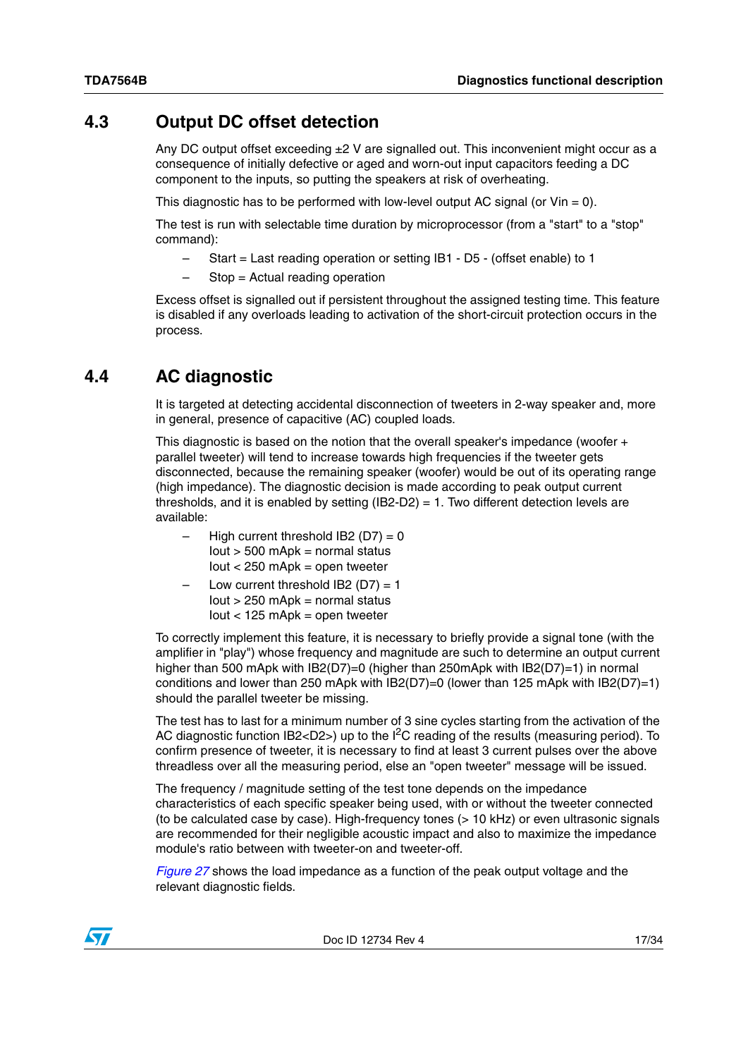## 4.3 Output DC offset detection

Any DC output offset exceeding ±2 V are signalled out. This inconvenient might occur as a consequence of initially defective or aged and worn-out input capacitors feeding a DC component to the inputs, so putting the speakers at risk of overheating.

This diagnostic has to be performed with low-level output AC signal (or Vin = 0).

The test is run with selectable time duration by microprocessor (from a "start" to a "stop" command):

- Start = Last reading operation or setting IB1 - D5 - (offset enable) to 1
- Stop = Actual reading operation

Excess offset is signalled out if persistent throughout the assigned testing time. This feature is disabled if any overloads leading to activation of the short-circuit protection occurs in the process.

## 4.4 AC diagnostic

It is targeted at detecting accidental disconnection of tweeters in 2-way speaker and, more in general, presence of capacitive (AC) coupled loads.

This diagnostic is based on the notion that the overall speaker's impedance (woofer + parallel tweeter) will tend to increase towards high frequencies if the tweeter gets disconnected, because the remaining speaker (woofer) would be out of its operating range (high impedance). The diagnostic decision is made according to peak output current thresholds, and it is enabled by setting (IB2-D2) = 1. Two different detection levels are available:

- High current threshold IB2 (D7) = 0
  Iout > 500 mApk = normal status
  Iout < 250 mApk = open tweeter
- Low current threshold IB2 (D7) = 1
  Iout > 250 mApk = normal status
  Iout < 125 mApk = open tweeter

To correctly implement this feature, it is necessary to briefly provide a signal tone (with the amplifier in "play") whose frequency and magnitude are such to determine an output current higher than 500 mApk with IB2(D7)=0 (higher than 250mApk with IB2(D7)=1) in normal conditions and lower than 250 mApk with IB2(D7)=0 (lower than 125 mApk with IB2(D7)=1) should the parallel tweeter be missing.

The test has to last for a minimum number of 3 sine cycles starting from the activation of the AC diagnostic function IB2<D2>) up to the I$^2$C reading of the results (measuring period). To confirm presence of tweeter, it is necessary to find at least 3 current pulses over the above threadless over all the measuring period, else an "open tweeter" message will be issued.

The frequency / magnitude setting of the test tone depends on the impedance characteristics of each specific speaker being used, with or without the tweeter connected (to be calculated case by case). High-frequency tones (> 10 kHz) or even ultrasonic signals are recommended for their negligible acoustic impact and also to maximize the impedance module's ratio between with tweeter-on and tweeter-off.

*Figure 27* shows the load impedance as a function of the peak output voltage and the relevant diagnostic fields.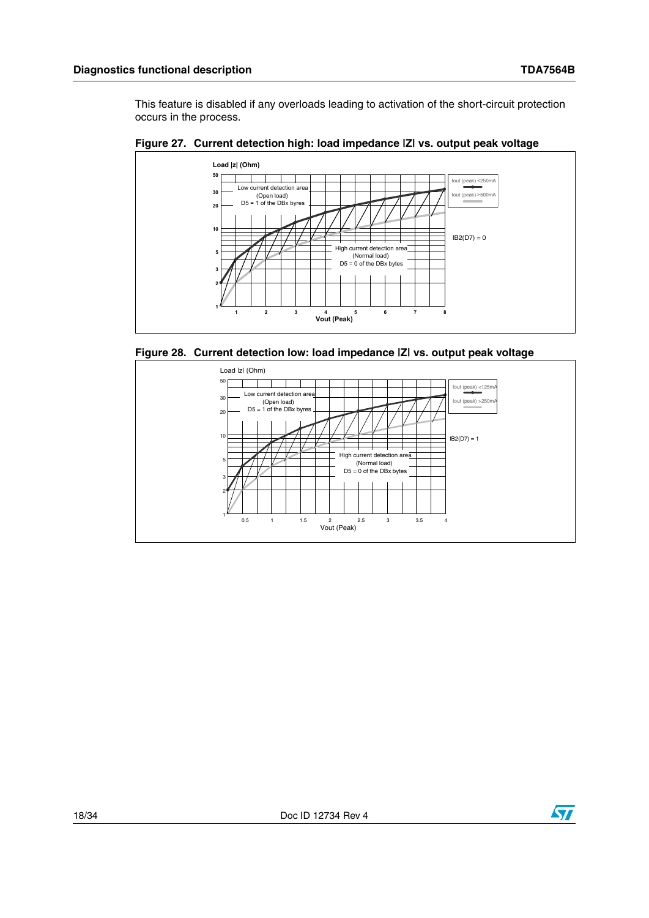This feature is disabled if any overloads leading to activation of the short-circuit protection occurs in the process.

**Figure 27. Current detection high: load impedance |Z| vs. output peak voltage**

**Figure 28. Current detection low: load impedance |Z| vs. output peak voltage**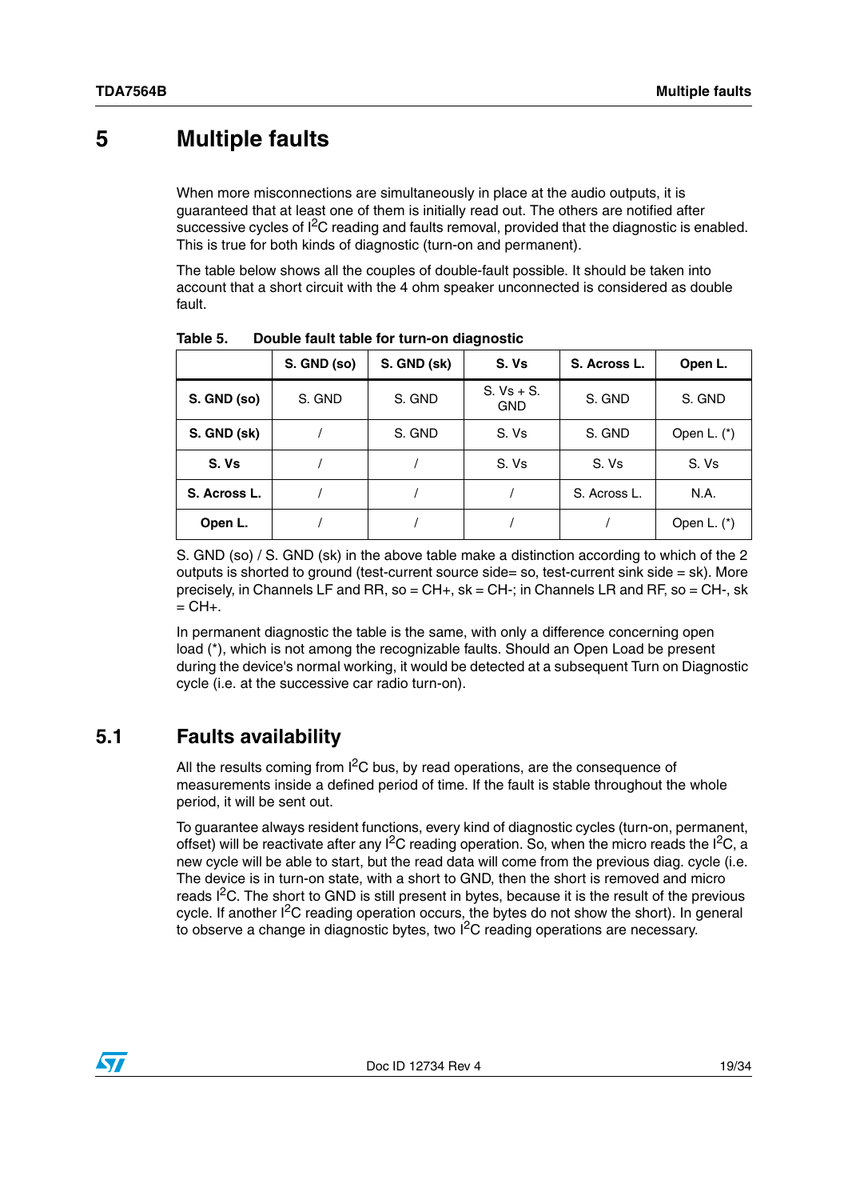# 5 Multiple faults

When more misconnections are simultaneously in place at the audio outputs, it is guaranteed that at least one of them is initially read out. The others are notified after successive cycles of $I^2C$ reading and faults removal, provided that the diagnostic is enabled. This is true for both kinds of diagnostic (turn-on and permanent).

The table below shows all the couples of double-fault possible. It should be taken into account that a short circuit with the 4 ohm speaker unconnected is considered as double fault.

**Table 5. Double fault table for turn-on diagnostic**

| | S. GND (so) | S. GND (sk) | S. Vs | S. Across L. | Open L. |
|---|---|---|---|---|---|
| **S. GND (so)** | S. GND | S. GND | S. Vs + S. GND | S. GND | S. GND |
| **S. GND (sk)** | / | S. GND | S. Vs | S. GND | Open L. (*) |
| **S. Vs** | / | / | S. Vs | S. Vs | S. Vs |
| **S. Across L.** | / | / | / | S. Across L. | N.A. |
| **Open L.** | / | / | / | / | Open L. (*) |

S. GND (so) / S. GND (sk) in the above table make a distinction according to which of the 2 outputs is shorted to ground (test-current source side= so, test-current sink side = sk). More precisely, in Channels LF and RR, so = CH+, sk = CH-; in Channels LR and RF, so = CH-, sk = CH+.

In permanent diagnostic the table is the same, with only a difference concerning open load (*), which is not among the recognizable faults. Should an Open Load be present during the device's normal working, it would be detected at a subsequent Turn on Diagnostic cycle (i.e. at the successive car radio turn-on).

## 5.1 Faults availability

All the results coming from $I^2C$ bus, by read operations, are the consequence of measurements inside a defined period of time. If the fault is stable throughout the whole period, it will be sent out.

To guarantee always resident functions, every kind of diagnostic cycles (turn-on, permanent, offset) will be reactivate after any $I^2C$ reading operation. So, when the micro reads the $I^2C$, a new cycle will be able to start, but the read data will come from the previous diag. cycle (i.e. The device is in turn-on state, with a short to GND, then the short is removed and micro reads $I^2C$. The short to GND is still present in bytes, because it is the result of the previous cycle. If another $I^2C$ reading operation occurs, the bytes do not show the short). In general to observe a change in diagnostic bytes, two $I^2C$ reading operations are necessary.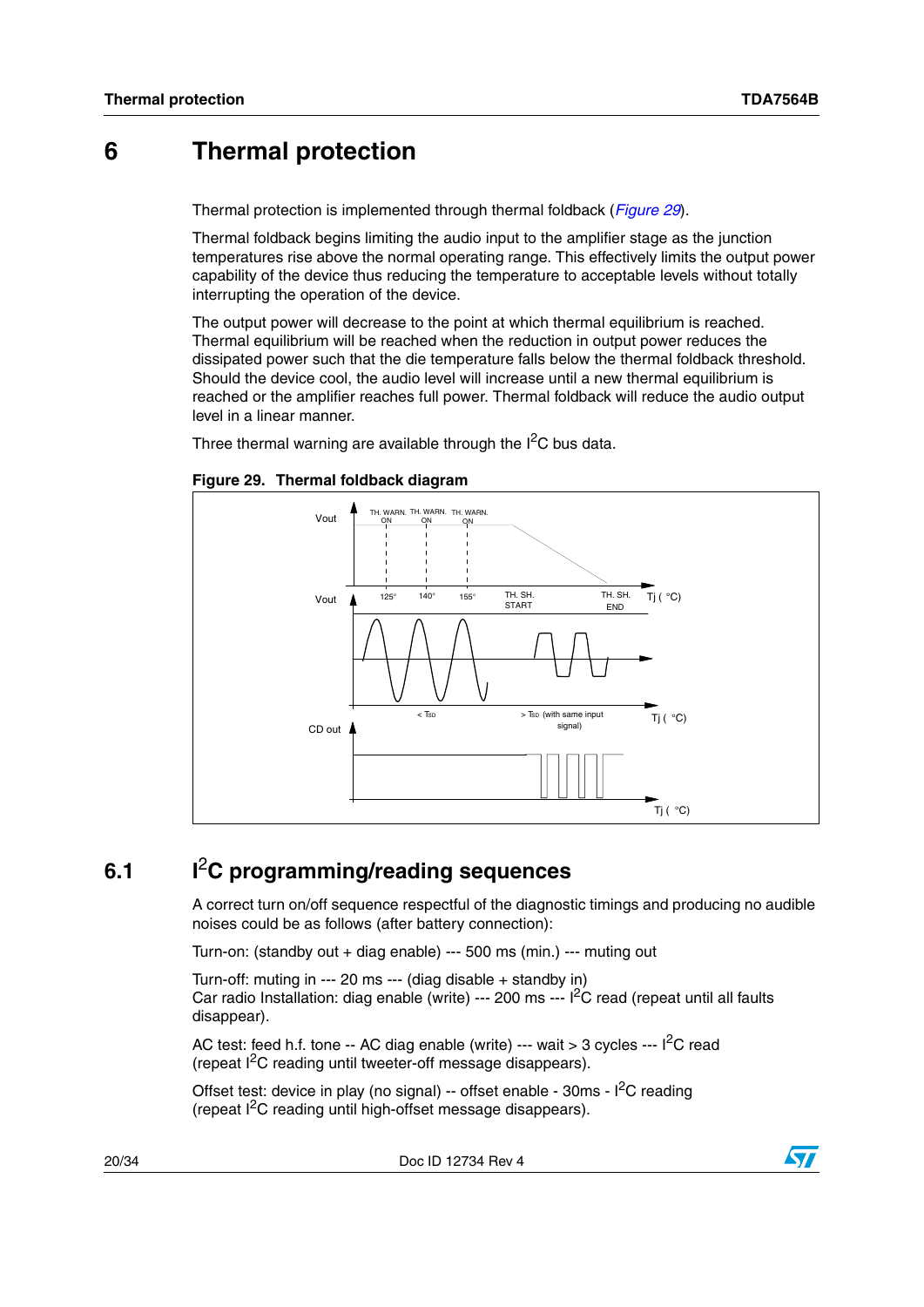# 6 Thermal protection

Thermal protection is implemented through thermal foldback (*Figure 29*).

Thermal foldback begins limiting the audio input to the amplifier stage as the junction temperatures rise above the normal operating range. This effectively limits the output power capability of the device thus reducing the temperature to acceptable levels without totally interrupting the operation of the device.

The output power will decrease to the point at which thermal equilibrium is reached. Thermal equilibrium will be reached when the reduction in output power reduces the dissipated power such that the die temperature falls below the thermal foldback threshold. Should the device cool, the audio level will increase until a new thermal equilibrium is reached or the amplifier reaches full power. Thermal foldback will reduce the audio output level in a linear manner.

Three thermal warning are available through the $I^2C$ bus data.

**Figure 29. Thermal foldback diagram**

## 6.1 $I^2C$ programming/reading sequences

A correct turn on/off sequence respectful of the diagnostic timings and producing no audible noises could be as follows (after battery connection):

Turn-on: (standby out + diag enable) --- 500 ms (min.) --- muting out

Turn-off: muting in --- 20 ms --- (diag disable + standby in)
Car radio Installation: diag enable (write) --- 200 ms --- $I^2C$ read (repeat until all faults disappear).

AC test: feed h.f. tone -- AC diag enable (write) --- wait > 3 cycles --- $I^2C$ read (repeat $I^2C$ reading until tweeter-off message disappears).

Offset test: device in play (no signal) -- offset enable - 30ms - $I^2C$ reading (repeat $I^2C$ reading until high-offset message disappears).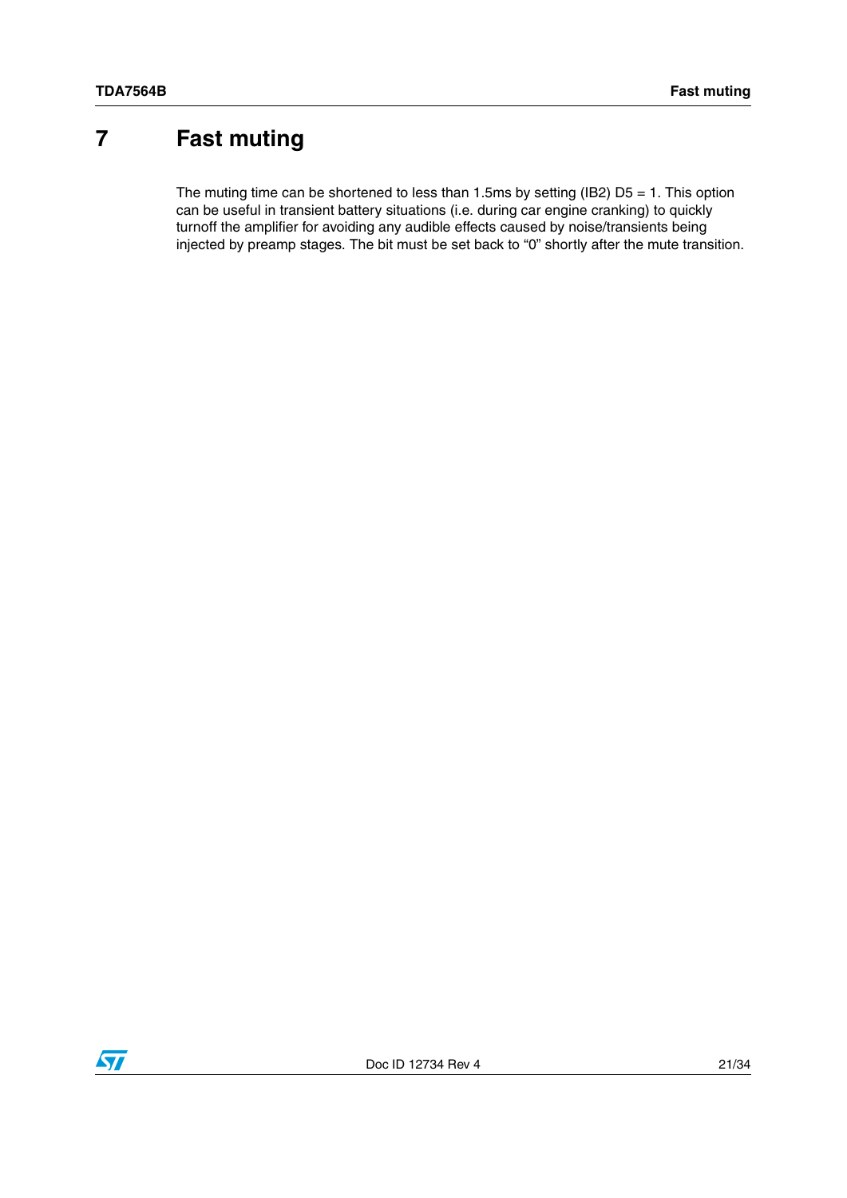# 7 Fast muting

The muting time can be shortened to less than 1.5ms by setting (IB2) D5 = 1. This option can be useful in transient battery situations (i.e. during car engine cranking) to quickly turnoff the amplifier for avoiding any audible effects caused by noise/transients being injected by preamp stages. The bit must be set back to "0" shortly after the mute transition.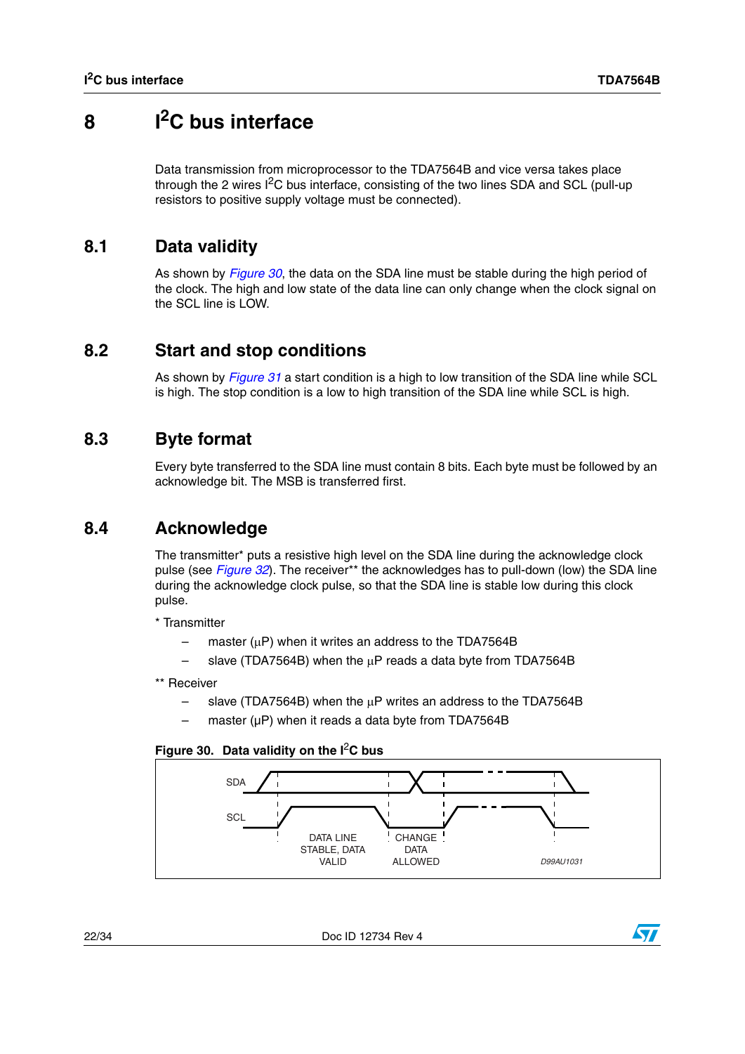# 8 I$^2$C bus interface

Data transmission from microprocessor to the TDA7564B and vice versa takes place through the 2 wires I$^2$C bus interface, consisting of the two lines SDA and SCL (pull-up resistors to positive supply voltage must be connected).

## 8.1 Data validity

As shown by *Figure 30*, the data on the SDA line must be stable during the high period of the clock. The high and low state of the data line can only change when the clock signal on the SCL line is LOW.

## 8.2 Start and stop conditions

As shown by *Figure 31* a start condition is a high to low transition of the SDA line while SCL is high. The stop condition is a low to high transition of the SDA line while SCL is high.

## 8.3 Byte format

Every byte transferred to the SDA line must contain 8 bits. Each byte must be followed by an acknowledge bit. The MSB is transferred first.

## 8.4 Acknowledge

The transmitter* puts a resistive high level on the SDA line during the acknowledge clock pulse (see *Figure 32*). The receiver** the acknowledges has to pull-down (low) the SDA line during the acknowledge clock pulse, so that the SDA line is stable low during this clock pulse.

* Transmitter

- master (µP) when it writes an address to the TDA7564B
- slave (TDA7564B) when the µP reads a data byte from TDA7564B

** Receiver

- slave (TDA7564B) when the µP writes an address to the TDA7564B
- master (µP) when it reads a data byte from TDA7564B

**Figure 30. Data validity on the I$^2$C bus**

SDA

SCL

DATA LINE STABLE, DATA VALID

CHANGE DATA ALLOWED

D99AU1031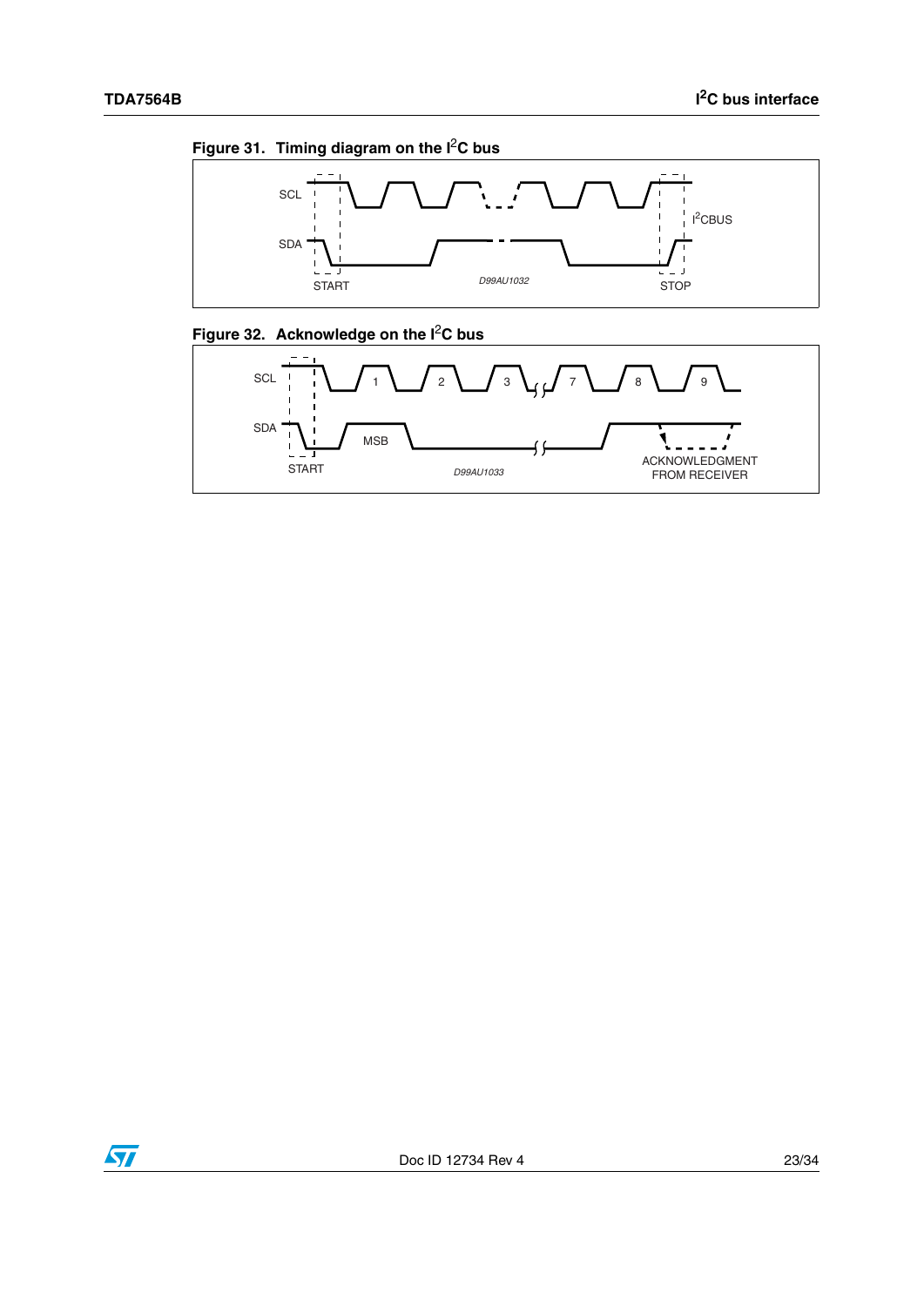**Figure 31. Timing diagram on the $I^2C$ bus**

**Figure 32. Acknowledge on the $I^2C$ bus**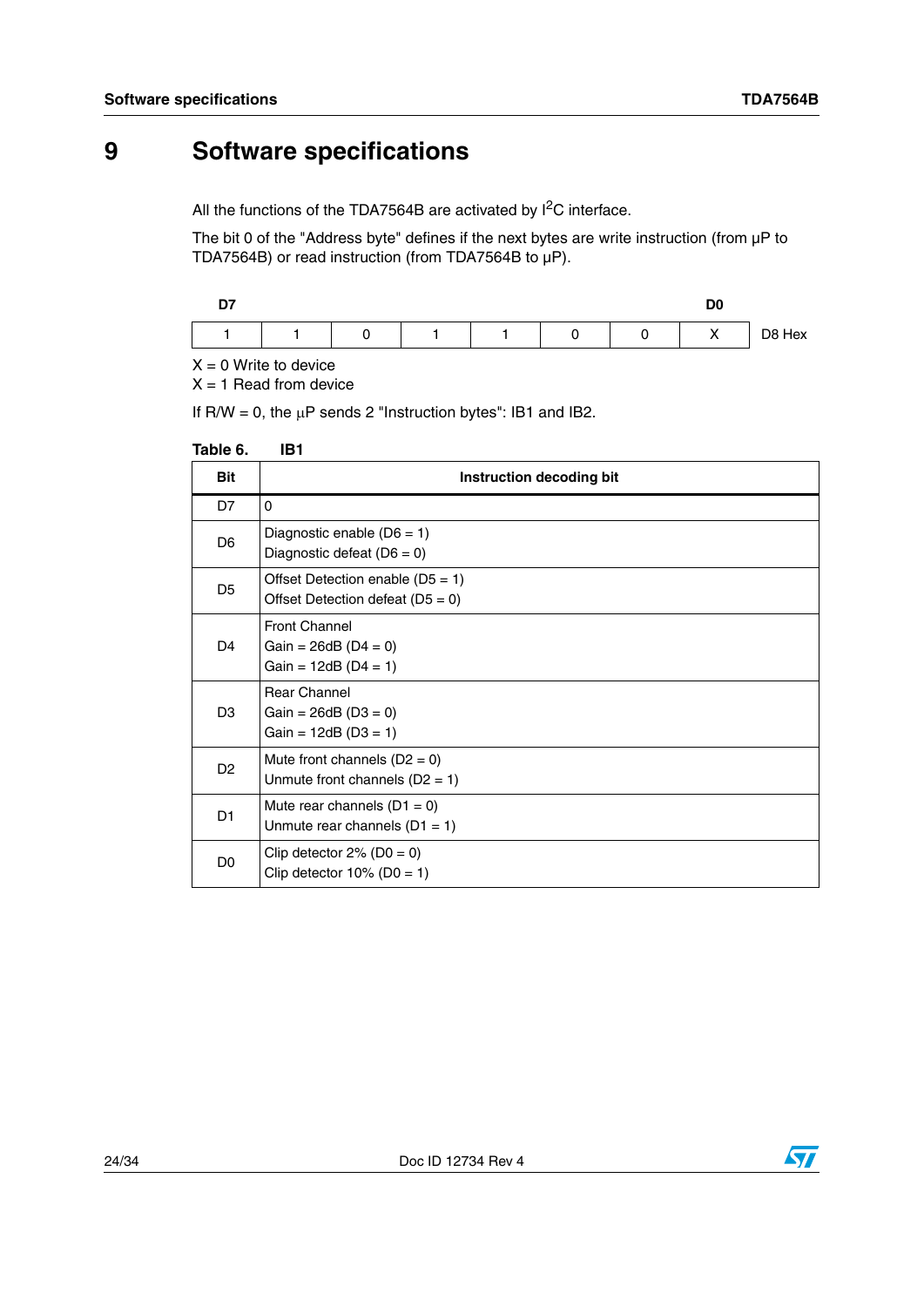# 9 Software specifications

All the functions of the TDA7564B are activated by $I^2C$ interface.

The bit 0 of the "Address byte" defines if the next bytes are write instruction (from µP to TDA7564B) or read instruction (from TDA7564B to µP).

| D7 | | | | | | | D0 | |
|---|---|---|---|---|---|---|---|---|
| 1 | 1 | 0 | 1 | 1 | 0 | 0 | X | D8 Hex |

X = 0 Write to device
X = 1 Read from device

If R/W = 0, the µP sends 2 "Instruction bytes": IB1 and IB2.

**Table 6. IB1**

| Bit | Instruction decoding bit |
|---|---|
| D7 | 0 |
| D6 | Diagnostic enable (D6 = 1)<br>Diagnostic defeat (D6 = 0) |
| D5 | Offset Detection enable (D5 = 1)<br>Offset Detection defeat (D5 = 0) |
| D4 | Front Channel<br>Gain = 26dB (D4 = 0)<br>Gain = 12dB (D4 = 1) |
| D3 | Rear Channel<br>Gain = 26dB (D3 = 0)<br>Gain = 12dB (D3 = 1) |
| D2 | Mute front channels (D2 = 0)<br>Unmute front channels (D2 = 1) |
| D1 | Mute rear channels (D1 = 0)<br>Unmute rear channels (D1 = 1) |
| D0 | Clip detector 2% (D0 = 0)<br>Clip detector 10% (D0 = 1) |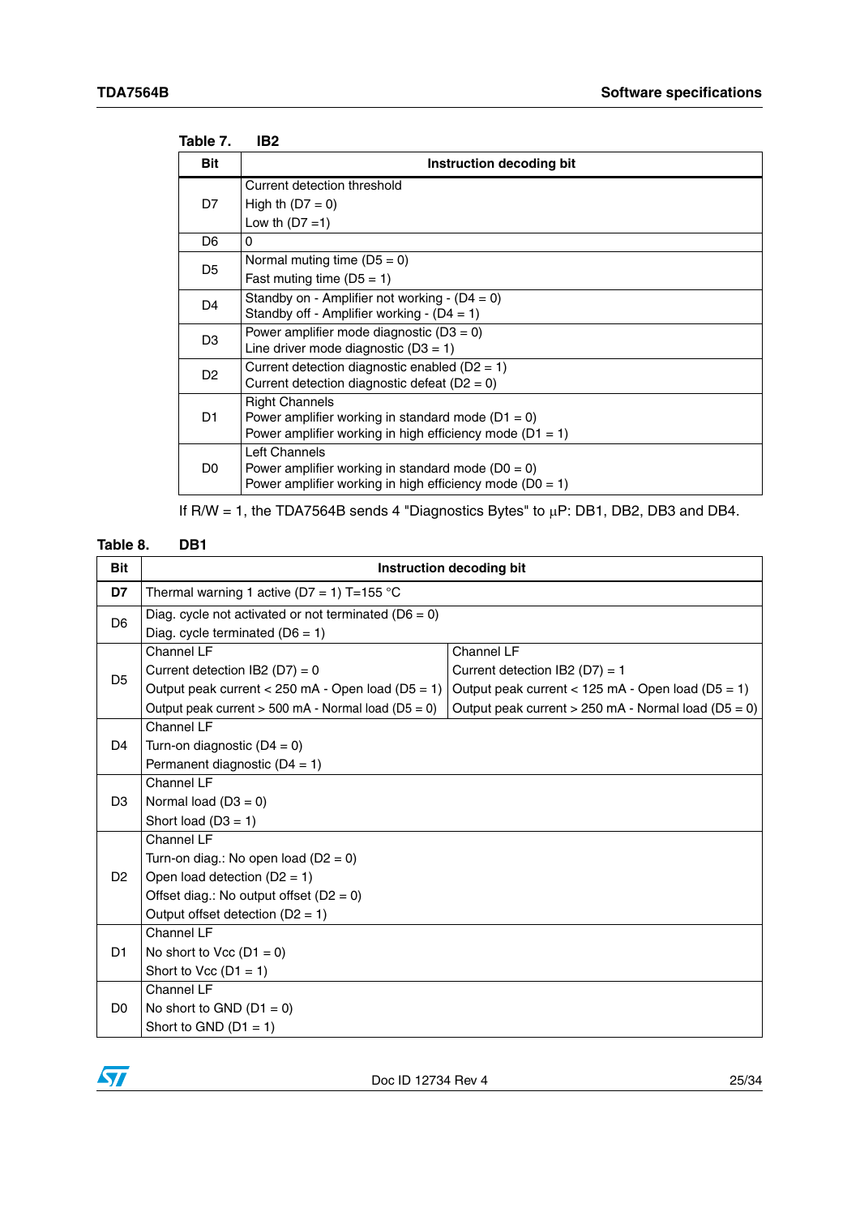Table 7. IB2

| Bit | Instruction decoding bit |
|---|---|
| D7 | Current detection threshold<br>High th (D7 = 0)<br>Low th (D7 =1) |
| D6 | 0 |
| D5 | Normal muting time (D5 = 0)<br>Fast muting time (D5 = 1) |
| D4 | Standby on - Amplifier not working - (D4 = 0)<br>Standby off - Amplifier working - (D4 = 1) |
| D3 | Power amplifier mode diagnostic (D3 = 0)<br>Line driver mode diagnostic (D3 = 1) |
| D2 | Current detection diagnostic enabled (D2 = 1)<br>Current detection diagnostic defeat (D2 = 0) |
| D1 | Right Channels<br>Power amplifier working in standard mode (D1 = 0)<br>Power amplifier working in high efficiency mode (D1 = 1) |
| D0 | Left Channels<br>Power amplifier working in standard mode (D0 = 0)<br>Power amplifier working in high efficiency mode (D0 = 1) |

If R/W = 1, the TDA7564B sends 4 "Diagnostics Bytes" to µP: DB1, DB2, DB3 and DB4.

Table 8. DB1

| Bit | Instruction decoding bit | |
|---|---|---|
| **D7** | Thermal warning 1 active (D7 = 1) T=155 °C | |
| D6 | Diag. cycle not activated or not terminated (D6 = 0)<br>Diag. cycle terminated (D6 = 1) | |
| D5 | Channel LF<br>Current detection IB2 (D7) = 0<br>Output peak current < 250 mA - Open load (D5 = 1)<br>Output peak current > 500 mA - Normal load (D5 = 0) | Channel LF<br>Current detection IB2 (D7) = 1<br>Output peak current < 125 mA - Open load (D5 = 1)<br>Output peak current > 250 mA - Normal load (D5 = 0) |
| D4 | Channel LF<br>Turn-on diagnostic (D4 = 0)<br>Permanent diagnostic (D4 = 1) | |
| D3 | Channel LF<br>Normal load (D3 = 0)<br>Short load (D3 = 1) | |
| D2 | Channel LF<br>Turn-on diag.: No open load (D2 = 0)<br>Open load detection (D2 = 1)<br>Offset diag.: No output offset (D2 = 0)<br>Output offset detection (D2 = 1) | |
| D1 | Channel LF<br>No short to Vcc (D1 = 0)<br>Short to Vcc (D1 = 1) | |
| D0 | Channel LF<br>No short to GND (D1 = 0)<br>Short to GND (D1 = 1) | |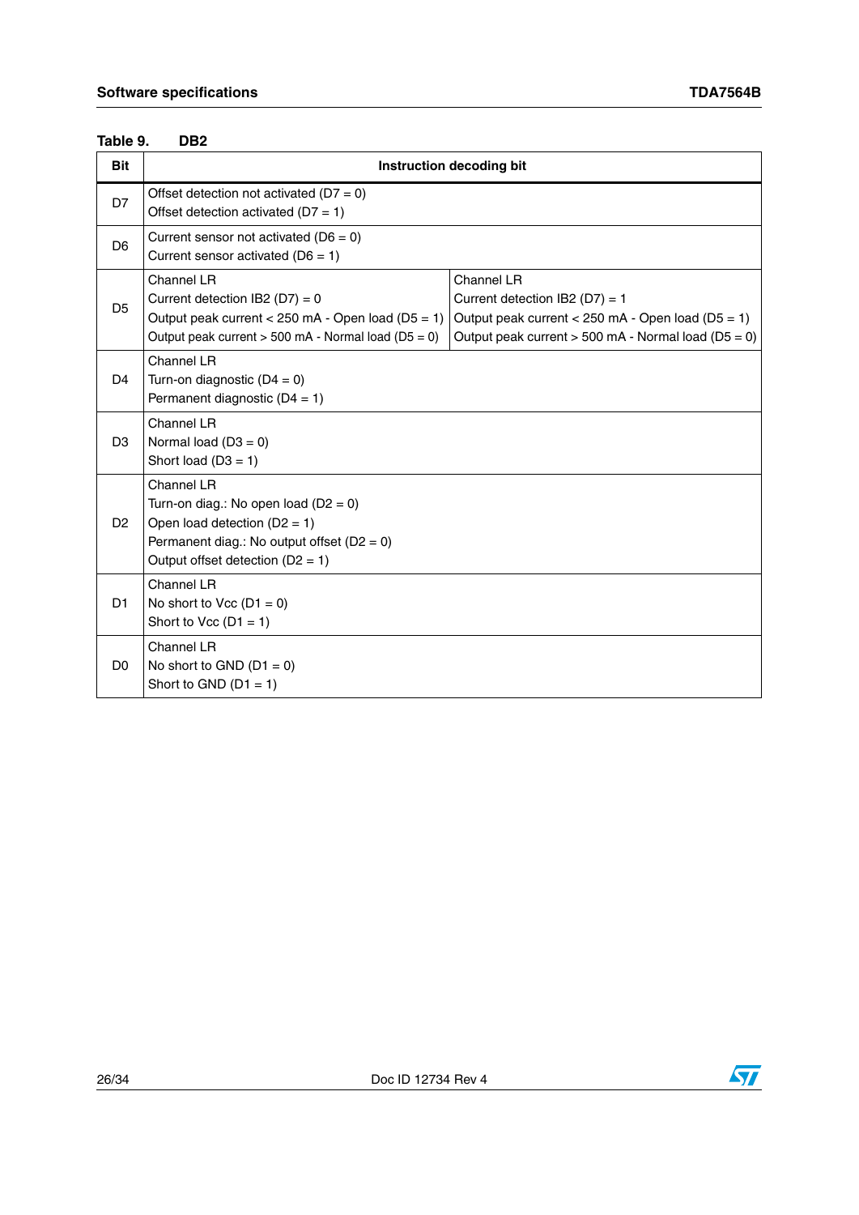Table 9. DB2

| Bit | Instruction decoding bit | |
|---|---|---|
| D7 | Offset detection not activated (D7 = 0)<br>Offset detection activated (D7 = 1) | |
| D6 | Current sensor not activated (D6 = 0)<br>Current sensor activated (D6 = 1) | |
| D5 | Channel LR<br>Current detection IB2 (D7) = 0<br>Output peak current < 250 mA - Open load (D5 = 1)<br>Output peak current > 500 mA - Normal load (D5 = 0) | Channel LR<br>Current detection IB2 (D7) = 1<br>Output peak current < 250 mA - Open load (D5 = 1)<br>Output peak current > 500 mA - Normal load (D5 = 0) |
| D4 | Channel LR<br>Turn-on diagnostic (D4 = 0)<br>Permanent diagnostic (D4 = 1) | |
| D3 | Channel LR<br>Normal load (D3 = 0)<br>Short load (D3 = 1) | |
| D2 | Channel LR<br>Turn-on diag.: No open load (D2 = 0)<br>Open load detection (D2 = 1)<br>Permanent diag.: No output offset (D2 = 0)<br>Output offset detection (D2 = 1) | |
| D1 | Channel LR<br>No short to Vcc (D1 = 0)<br>Short to Vcc (D1 = 1) | |
| D0 | Channel LR<br>No short to GND (D1 = 0)<br>Short to GND (D1 = 1) | |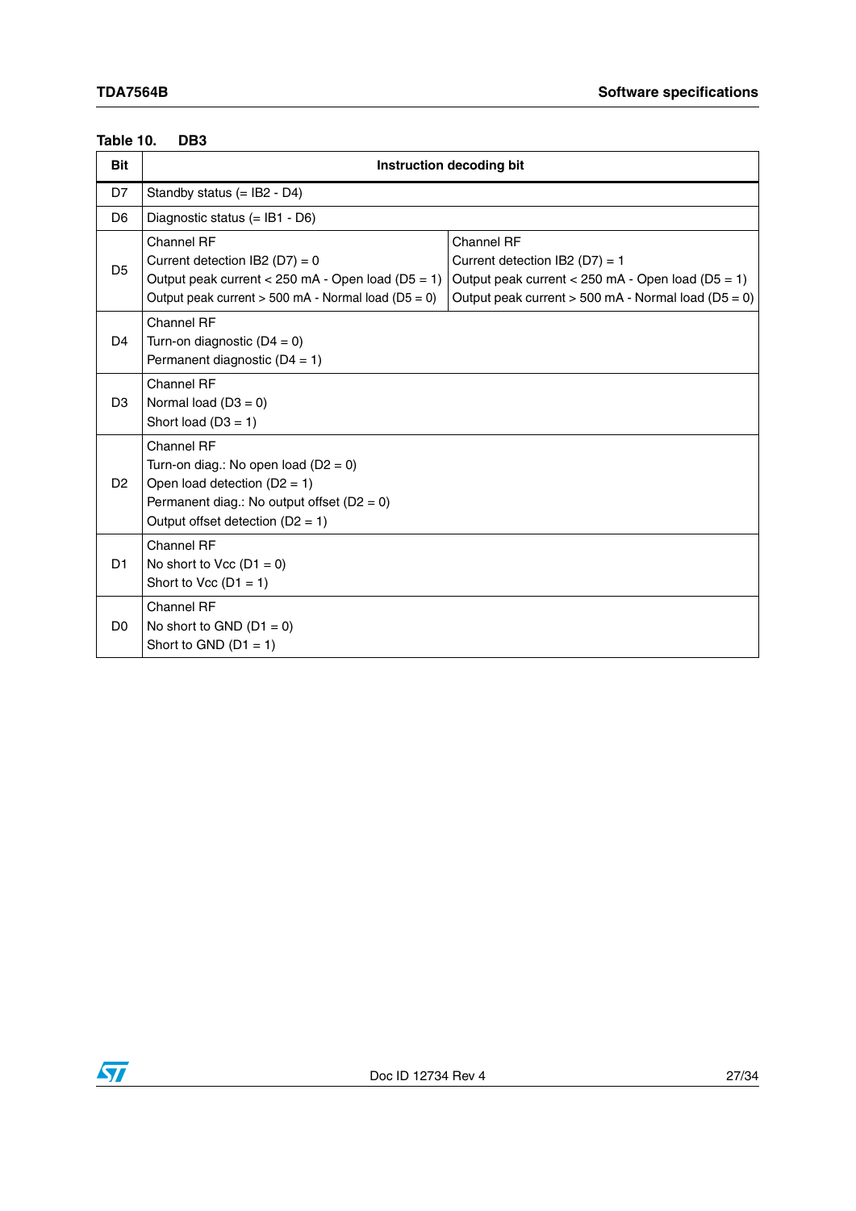Table 10. DB3

| Bit | Instruction decoding bit | |
|---|---|---|
| D7 | Standby status (= IB2 - D4) | |
| D6 | Diagnostic status (= IB1 - D6) | |
| D5 | Channel RF<br>Current detection IB2 (D7) = 0<br>Output peak current < 250 mA - Open load (D5 = 1)<br>Output peak current > 500 mA - Normal load (D5 = 0) | Channel RF<br>Current detection IB2 (D7) = 1<br>Output peak current < 250 mA - Open load (D5 = 1)<br>Output peak current > 500 mA - Normal load (D5 = 0) |
| D4 | Channel RF<br>Turn-on diagnostic (D4 = 0)<br>Permanent diagnostic (D4 = 1) | |
| D3 | Channel RF<br>Normal load (D3 = 0)<br>Short load (D3 = 1) | |
| D2 | Channel RF<br>Turn-on diag.: No open load (D2 = 0)<br>Open load detection (D2 = 1)<br>Permanent diag.: No output offset (D2 = 0)<br>Output offset detection (D2 = 1) | |
| D1 | Channel RF<br>No short to Vcc (D1 = 0)<br>Short to Vcc (D1 = 1) | |
| D0 | Channel RF<br>No short to GND (D1 = 0)<br>Short to GND (D1 = 1) | |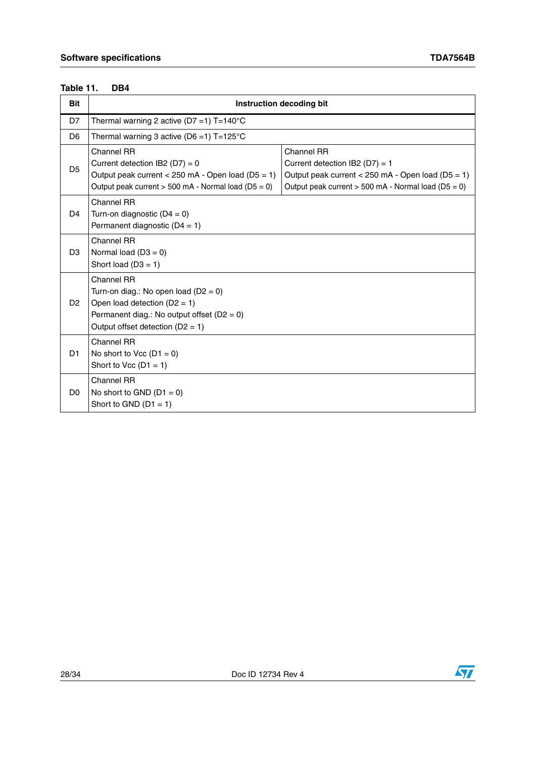Table 11. DB4

| Bit | Instruction decoding bit | |
|---|---|---|
| D7 | Thermal warning 2 active (D7 =1) T=140°C | |
| D6 | Thermal warning 3 active (D6 =1) T=125°C | |
| D5 | Channel RR<br>Current detection IB2 (D7) = 0<br>Output peak current < 250 mA - Open load (D5 = 1)<br>Output peak current > 500 mA - Normal load (D5 = 0) | Channel RR<br>Current detection IB2 (D7) = 1<br>Output peak current < 250 mA - Open load (D5 = 1)<br>Output peak current > 500 mA - Normal load (D5 = 0) |
| D4 | Channel RR<br>Turn-on diagnostic (D4 = 0)<br>Permanent diagnostic (D4 = 1) | |
| D3 | Channel RR<br>Normal load (D3 = 0)<br>Short load (D3 = 1) | |
| D2 | Channel RR<br>Turn-on diag.: No open load (D2 = 0)<br>Open load detection (D2 = 1)<br>Permanent diag.: No output offset (D2 = 0)<br>Output offset detection (D2 = 1) | |
| D1 | Channel RR<br>No short to Vcc (D1 = 0)<br>Short to Vcc (D1 = 1) | |
| D0 | Channel RR<br>No short to GND (D1 = 0)<br>Short to GND (D1 = 1) | |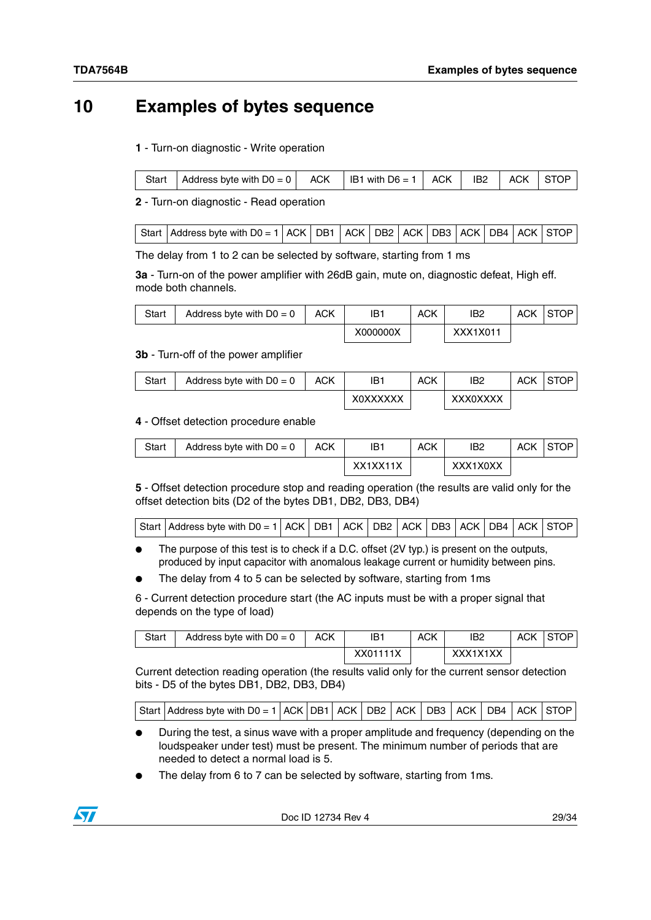## 10 Examples of bytes sequence

**1** - Turn-on diagnostic - Write operation

| Start | Address byte with D0 = 0 | ACK | IB1 with D6 = 1 | ACK | IB2 | ACK | STOP |
|---|---|---|---|---|---|---|---|

**2** - Turn-on diagnostic - Read operation

| Start | Address byte with D0 = 1 | ACK | DB1 | ACK | DB2 | ACK | DB3 | ACK | DB4 | ACK | STOP |
|---|---|---|---|---|---|---|---|---|---|---|---|

The delay from 1 to 2 can be selected by software, starting from 1 ms

**3a** - Turn-on of the power amplifier with 26dB gain, mute on, diagnostic defeat, High eff. mode both channels.

| Start | Address byte with D0 = 0 | ACK | IB1 | ACK | IB2 | ACK | STOP |
|---|---|---|---|---|---|---|---|
| | | | X000000X | | XXX1X011 | | |

**3b** - Turn-off of the power amplifier

| Start | Address byte with D0 = 0 | ACK | IB1 | ACK | IB2 | ACK | STOP |
|---|---|---|---|---|---|---|---|
| | | | X0XXXXXX | | XXX0XXXX | | |

**4** - Offset detection procedure enable

| Start | Address byte with D0 = 0 | ACK | IB1 | ACK | IB2 | ACK | STOP |
|---|---|---|---|---|---|---|---|
| | | | XX1XX11X | | XXX1X0XX | | |

**5** - Offset detection procedure stop and reading operation (the results are valid only for the offset detection bits (D2 of the bytes DB1, DB2, DB3, DB4)

| Start | Address byte with D0 = 1 | ACK | DB1 | ACK | DB2 | ACK | DB3 | ACK | DB4 | ACK | STOP |
|---|---|---|---|---|---|---|---|---|---|---|---|

- The purpose of this test is to check if a D.C. offset (2V typ.) is present on the outputs, produced by input capacitor with anomalous leakage current or humidity between pins.
- The delay from 4 to 5 can be selected by software, starting from 1ms

6 - Current detection procedure start (the AC inputs must be with a proper signal that depends on the type of load)

| Start | Address byte with D0 = 0 | ACK | IB1 | ACK | IB2 | ACK | STOP |
|---|---|---|---|---|---|---|---|
| | | | XX01111X | | XXX1X1XX | | |

Current detection reading operation (the results valid only for the current sensor detection bits - D5 of the bytes DB1, DB2, DB3, DB4)

| Start | Address byte with D0 = 1 | ACK | DB1 | ACK | DB2 | ACK | DB3 | ACK | DB4 | ACK | STOP |
|---|---|---|---|---|---|---|---|---|---|---|---|

- During the test, a sinus wave with a proper amplitude and frequency (depending on the loudspeaker under test) must be present. The minimum number of periods that are needed to detect a normal load is 5.
- The delay from 6 to 7 can be selected by software, starting from 1ms.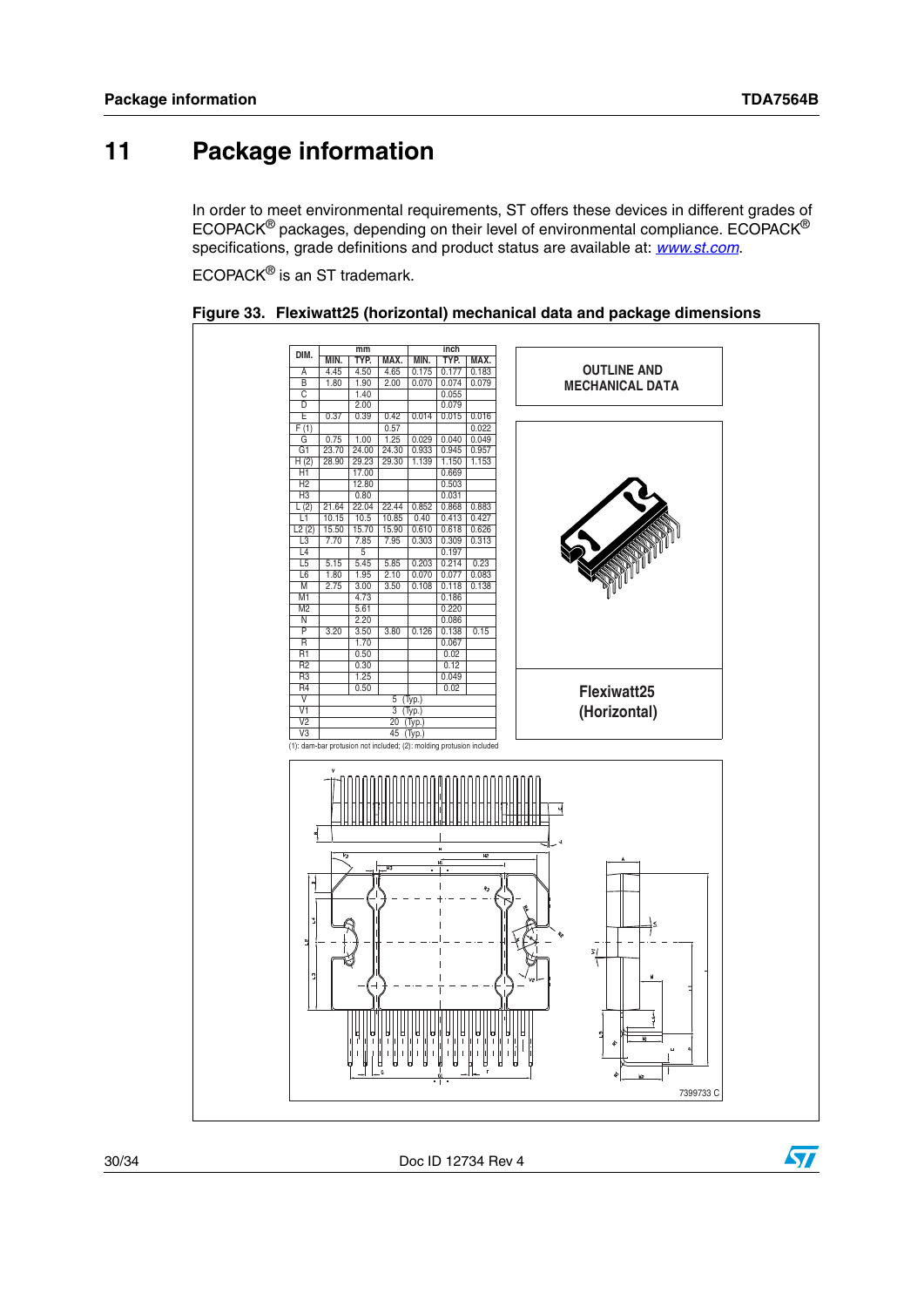# 11 Package information

In order to meet environmental requirements, ST offers these devices in different grades of ECOPACK® packages, depending on their level of environmental compliance. ECOPACK® specifications, grade definitions and product status are available at: *www.st.com*.

ECOPACK® is an ST trademark.

**Figure 33. Flexiwatt25 (horizontal) mechanical data and package dimensions**

| DIM. | mm | | | inch | | |
|---|---|---|---|---|---|---|
| | MIN. | TYP. | MAX. | MIN. | TYP. | MAX. |
| A | 4.45 | 4.50 | 4.65 | 0.175 | 0.177 | 0.183 |
| B | 1.80 | 1.90 | 2.00 | 0.070 | 0.074 | 0.079 |
| C | | 1.40 | | | 0.055 | |
| D | | 2.00 | | | 0.079 | |
| E | 0.37 | 0.39 | 0.42 | 0.014 | 0.015 | 0.016 |
| F (1) | | | 0.57 | | | 0.022 |
| G | 0.75 | 1.00 | 1.25 | 0.029 | 0.040 | 0.049 |
| G1 | 23.70 | 24.00 | 24.30 | 0.933 | 0.945 | 0.957 |
| H (2) | 28.90 | 29.23 | 29.30 | 1.139 | 1.150 | 1.153 |
| H1 | | 17.00 | | | 0.669 | |
| H2 | | 12.80 | | | 0.503 | |
| H3 | | 0.80 | | | 0.031 | |
| L (2) | 21.64 | 22.04 | 22.44 | 0.852 | 0.868 | 0.883 |
| L1 | 10.15 | 10.5 | 10.85 | 0.40 | 0.413 | 0.427 |
| L2 (2) | 15.50 | 15.70 | 15.90 | 0.610 | 0.618 | 0.626 |
| L3 | 7.70 | 7.85 | 7.95 | 0.303 | 0.309 | 0.313 |
| L4 | | 5 | | | 0.197 | |
| L5 | 5.15 | 5.45 | 5.85 | 0.203 | 0.214 | 0.23 |
| L6 | 1.80 | 1.95 | 2.10 | 0.070 | 0.077 | 0.083 |
| M | 2.75 | 3.00 | 3.50 | 0.108 | 0.118 | 0.138 |
| M1 | | 4.73 | | | 0.186 | |
| M2 | | 5.61 | | | 0.220 | |
| N | | 2.20 | | | 0.086 | |
| P | 3.20 | 3.50 | 3.80 | 0.126 | 0.138 | 0.15 |
| R | | 1.70 | | | 0.067 | |
| R1 | | 0.50 | | | 0.02 | |
| R2 | | 0.30 | | | 0.12 | |
| R3 | | 1.25 | | | 0.049 | |
| R4 | | 0.50 | | | 0.02 | |
| V | 5 (Typ.) | | | | | |
| V1 | 3 (Typ.) | | | | | |
| V2 | 20 (Typ.) | | | | | |
| V3 | 45 (Typ.) | | | | | |

(1): dam-bar protusion not included; (2): molding protusion included

OUTLINE AND MECHANICAL DATA

Flexiwatt25 (Horizontal)

7399733 C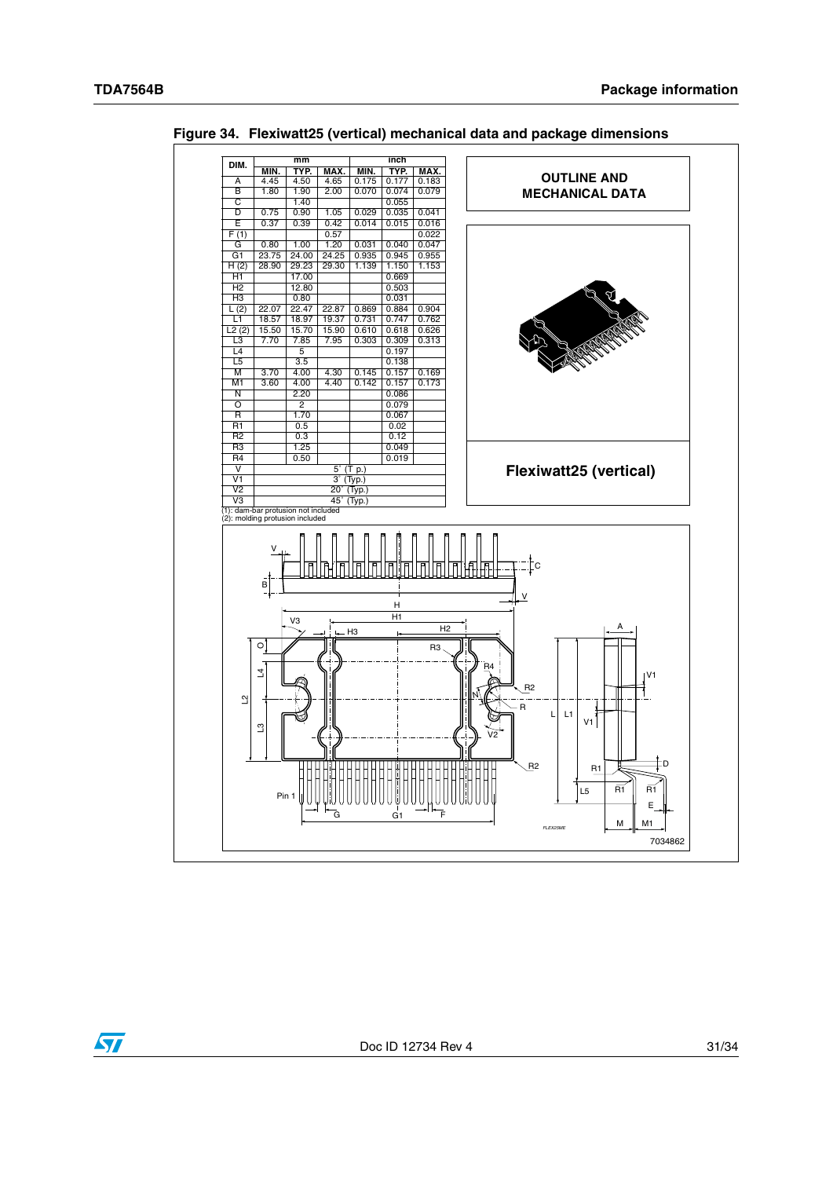**Figure 34. Flexiwatt25 (vertical) mechanical data and package dimensions**

| DIM. | mm | | | inch | | |
|---|---|---|---|---|---|---|
| | MIN. | TYP. | MAX. | MIN. | TYP. | MAX. |
| A | 4.45 | 4.50 | 4.65 | 0.175 | 0.177 | 0.183 |
| B | 1.80 | 1.90 | 2.00 | 0.070 | 0.074 | 0.079 |
| C | | 1.40 | | | 0.055 | |
| D | 0.75 | 0.90 | 1.05 | 0.029 | 0.035 | 0.041 |
| E | 0.37 | 0.39 | 0.42 | 0.014 | 0.015 | 0.016 |
| F (1) | | | 0.57 | | | 0.022 |
| G | 0.80 | 1.00 | 1.20 | 0.031 | 0.040 | 0.047 |
| G1 | 23.75 | 24.00 | 24.25 | 0.935 | 0.945 | 0.955 |
| H (2) | 28.90 | 29.23 | 29.30 | 1.139 | 1.150 | 1.153 |
| H1 | | 17.00 | | | 0.669 | |
| H2 | | 12.80 | | | 0.503 | |
| H3 | | 0.80 | | | 0.031 | |
| L (2) | 22.07 | 22.47 | 22.87 | 0.869 | 0.884 | 0.904 |
| L1 | 18.57 | 18.97 | 19.37 | 0.731 | 0.747 | 0.762 |
| L2 (2) | 15.50 | 15.70 | 15.90 | 0.610 | 0.618 | 0.626 |
| L3 | 7.70 | 7.85 | 7.95 | 0.303 | 0.309 | 0.313 |
| L4 | | 5 | | | 0.197 | |
| L5 | | 3.5 | | | 0.138 | |
| M | 3.70 | 4.00 | 4.30 | 0.145 | 0.157 | 0.169 |
| M1 | 3.60 | 4.00 | 4.40 | 0.142 | 0.157 | 0.173 |
| N | | 2.20 | | | 0.086 | |
| O | | 2 | | | 0.079 | |
| R | | 1.70 | | | 0.067 | |
| R1 | | 0.5 | | | 0.02 | |
| R2 | | 0.3 | | | 0.12 | |
| R3 | | 1.25 | | | 0.049 | |
| R4 | | 0.50 | | | 0.019 | |
| V | 5° (T p.) | | | | | |
| V1 | 3° (Typ.) | | | | | |
| V2 | 20° (Typ.) | | | | | |
| V3 | 45° (Typ.) | | | | | |

(1): dam-bar protusion not included
(2): molding protusion included

**OUTLINE AND MECHANICAL DATA**

**Flexiwatt25 (vertical)**

7034862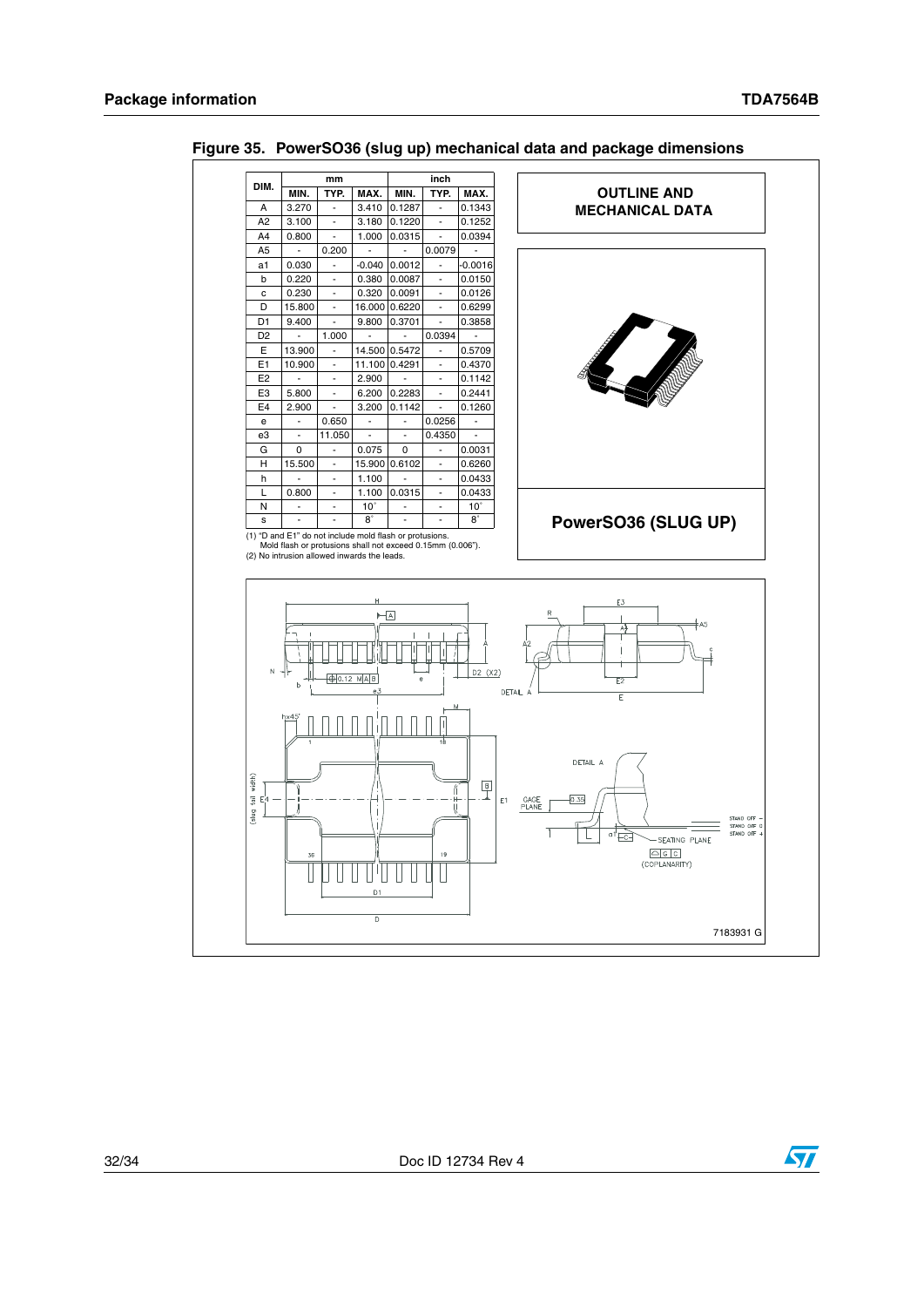**Figure 35. PowerSO36 (slug up) mechanical data and package dimensions**

| DIM. | mm | | | inch | | |
|---|---|---|---|---|---|---|
| | MIN. | TYP. | MAX. | MIN. | TYP. | MAX. |
| A | 3.270 | - | 3.410 | 0.1287 | - | 0.1343 |
| A2 | 3.100 | - | 3.180 | 0.1220 | - | 0.1252 |
| A4 | 0.800 | - | 1.000 | 0.0315 | - | 0.0394 |
| A5 | - | 0.200 | - | - | 0.0079 | - |
| a1 | 0.030 | - | -0.040 | 0.0012 | - | -0.0016 |
| b | 0.220 | - | 0.380 | 0.0087 | - | 0.0150 |
| c | 0.230 | - | 0.320 | 0.0091 | - | 0.0126 |
| D | 15.800 | - | 16.000 | 0.6220 | - | 0.6299 |
| D1 | 9.400 | - | 9.800 | 0.3701 | - | 0.3858 |
| D2 | - | 1.000 | - | - | 0.0394 | - |
| E | 13.900 | - | 14.500 | 0.5472 | - | 0.5709 |
| E1 | 10.900 | - | 11.100 | 0.4291 | - | 0.4370 |
| E2 | - | - | 2.900 | - | - | 0.1142 |
| E3 | 5.800 | - | 6.200 | 0.2283 | - | 0.2441 |
| E4 | 2.900 | - | 3.200 | 0.1142 | - | 0.1260 |
| e | - | 0.650 | - | - | 0.0256 | - |
| e3 | - | 11.050 | - | - | 0.4350 | - |
| G | 0 | - | 0.075 | 0 | - | 0.0031 |
| H | 15.500 | - | 15.900 | 0.6102 | - | 0.6260 |
| h | - | - | 1.100 | - | - | 0.0433 |
| L | 0.800 | - | 1.100 | 0.0315 | - | 0.0433 |
| N | - | - | 10° | - | - | 10° |
| s | - | - | 8° | - | - | 8° |

(1) "D and E1" do not include mold flash or protusions.
Mold flash or protusions shall not exceed 0.15mm (0.006").
(2) No intrusion allowed inwards the leads.

**OUTLINE AND MECHANICAL DATA**

**PowerSO36 (SLUG UP)**

7183931 G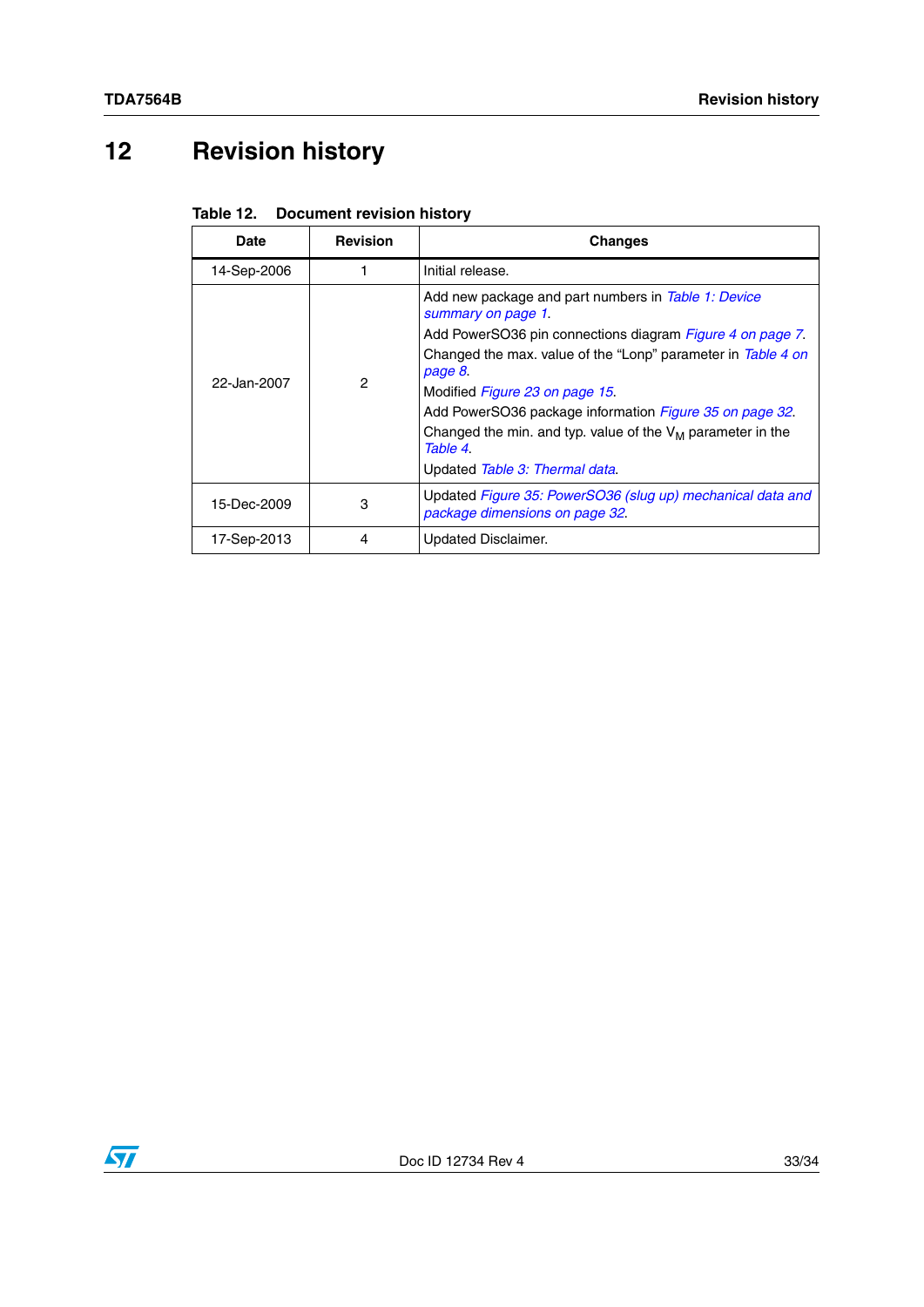# 12 Revision history

**Table 12. Document revision history**

| Date | Revision | Changes |
|---|---|---|
| 14-Sep-2006 | 1 | Initial release. |
| 22-Jan-2007 | 2 | Add new package and part numbers in *Table 1: Device summary on page 1*.<br>Add PowerSO36 pin connections diagram *Figure 4 on page 7*.<br>Changed the max. value of the “Lonp” parameter in *Table 4 on page 8*.<br>Modified *Figure 23 on page 15*.<br>Add PowerSO36 package information *Figure 35 on page 32*.<br>Changed the min. and typ. value of the $V_M$ parameter in the *Table 4*.<br>Updated *Table 3: Thermal data*. |
| 15-Dec-2009 | 3 | Updated *Figure 35: PowerSO36 (slug up) mechanical data and package dimensions on page 32*. |
| 17-Sep-2013 | 4 | Updated Disclaimer. |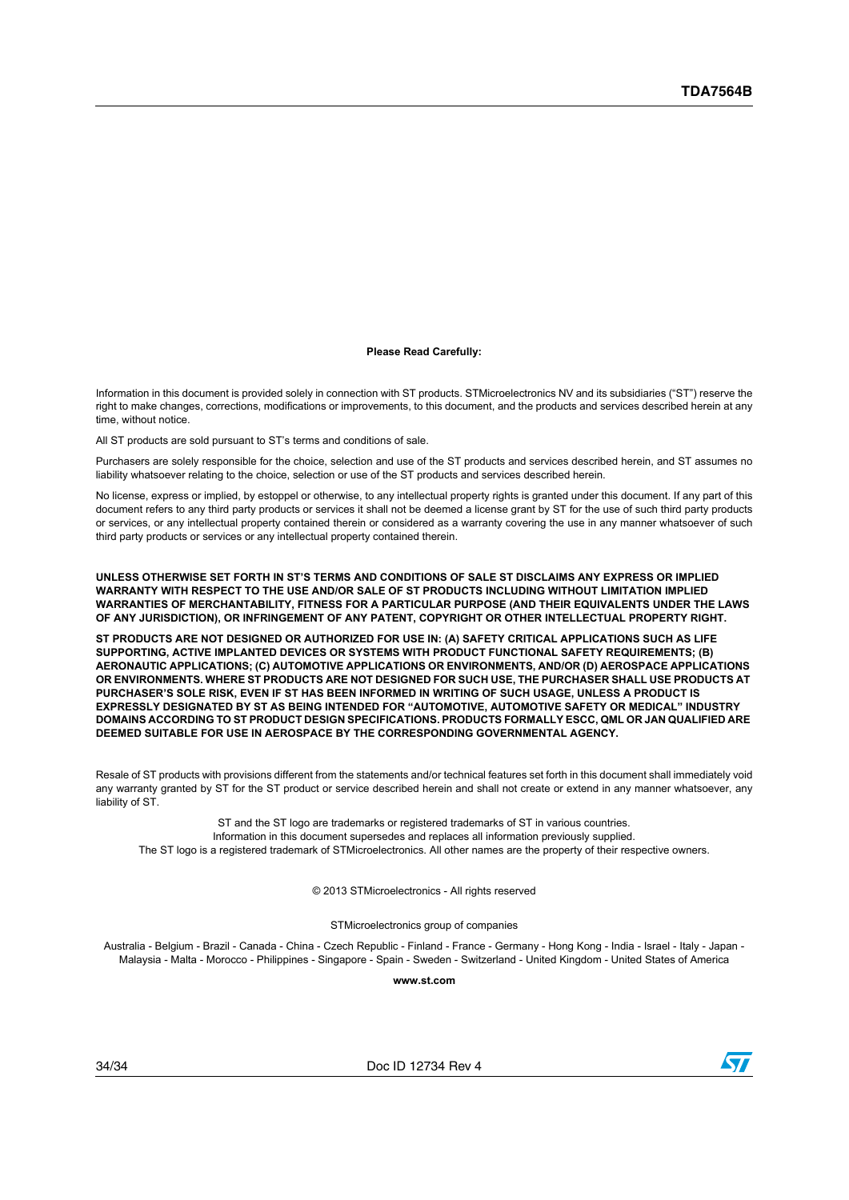**Please Read Carefully:**

Information in this document is provided solely in connection with ST products. STMicroelectronics NV and its subsidiaries ("ST") reserve the right to make changes, corrections, modifications or improvements, to this document, and the products and services described herein at any time, without notice.

All ST products are sold pursuant to ST's terms and conditions of sale.

Purchasers are solely responsible for the choice, selection and use of the ST products and services described herein, and ST assumes no liability whatsoever relating to the choice, selection or use of the ST products and services described herein.

No license, express or implied, by estoppel or otherwise, to any intellectual property rights is granted under this document. If any part of this document refers to any third party products or services it shall not be deemed a license grant by ST for the use of such third party products or services, or any intellectual property contained therein or considered as a warranty covering the use in any manner whatsoever of such third party products or services or any intellectual property contained therein.

**UNLESS OTHERWISE SET FORTH IN ST'S TERMS AND CONDITIONS OF SALE ST DISCLAIMS ANY EXPRESS OR IMPLIED WARRANTY WITH RESPECT TO THE USE AND/OR SALE OF ST PRODUCTS INCLUDING WITHOUT LIMITATION IMPLIED WARRANTIES OF MERCHANTABILITY, FITNESS FOR A PARTICULAR PURPOSE (AND THEIR EQUIVALENTS UNDER THE LAWS OF ANY JURISDICTION), OR INFRINGEMENT OF ANY PATENT, COPYRIGHT OR OTHER INTELLECTUAL PROPERTY RIGHT.**

**ST PRODUCTS ARE NOT DESIGNED OR AUTHORIZED FOR USE IN: (A) SAFETY CRITICAL APPLICATIONS SUCH AS LIFE SUPPORTING, ACTIVE IMPLANTED DEVICES OR SYSTEMS WITH PRODUCT FUNCTIONAL SAFETY REQUIREMENTS; (B) AERONAUTIC APPLICATIONS; (C) AUTOMOTIVE APPLICATIONS OR ENVIRONMENTS, AND/OR (D) AEROSPACE APPLICATIONS OR ENVIRONMENTS. WHERE ST PRODUCTS ARE NOT DESIGNED FOR SUCH USE, THE PURCHASER SHALL USE PRODUCTS AT PURCHASER'S SOLE RISK, EVEN IF ST HAS BEEN INFORMED IN WRITING OF SUCH USAGE, UNLESS A PRODUCT IS EXPRESSLY DESIGNATED BY ST AS BEING INTENDED FOR "AUTOMOTIVE, AUTOMOTIVE SAFETY OR MEDICAL" INDUSTRY DOMAINS ACCORDING TO ST PRODUCT DESIGN SPECIFICATIONS. PRODUCTS FORMALLY ESCC, QML OR JAN QUALIFIED ARE DEEMED SUITABLE FOR USE IN AEROSPACE BY THE CORRESPONDING GOVERNMENTAL AGENCY.**

Resale of ST products with provisions different from the statements and/or technical features set forth in this document shall immediately void any warranty granted by ST for the ST product or service described herein and shall not create or extend in any manner whatsoever, any liability of ST.

ST and the ST logo are trademarks or registered trademarks of ST in various countries.
Information in this document supersedes and replaces all information previously supplied.
The ST logo is a registered trademark of STMicroelectronics. All other names are the property of their respective owners.

© 2013 STMicroelectronics - All rights reserved

STMicroelectronics group of companies

Australia - Belgium - Brazil - Canada - China - Czech Republic - Finland - France - Germany - Hong Kong - India - Israel - Italy - Japan - Malaysia - Malta - Morocco - Philippines - Singapore - Spain - Sweden - Switzerland - United Kingdom - United States of America

**www.st.com**